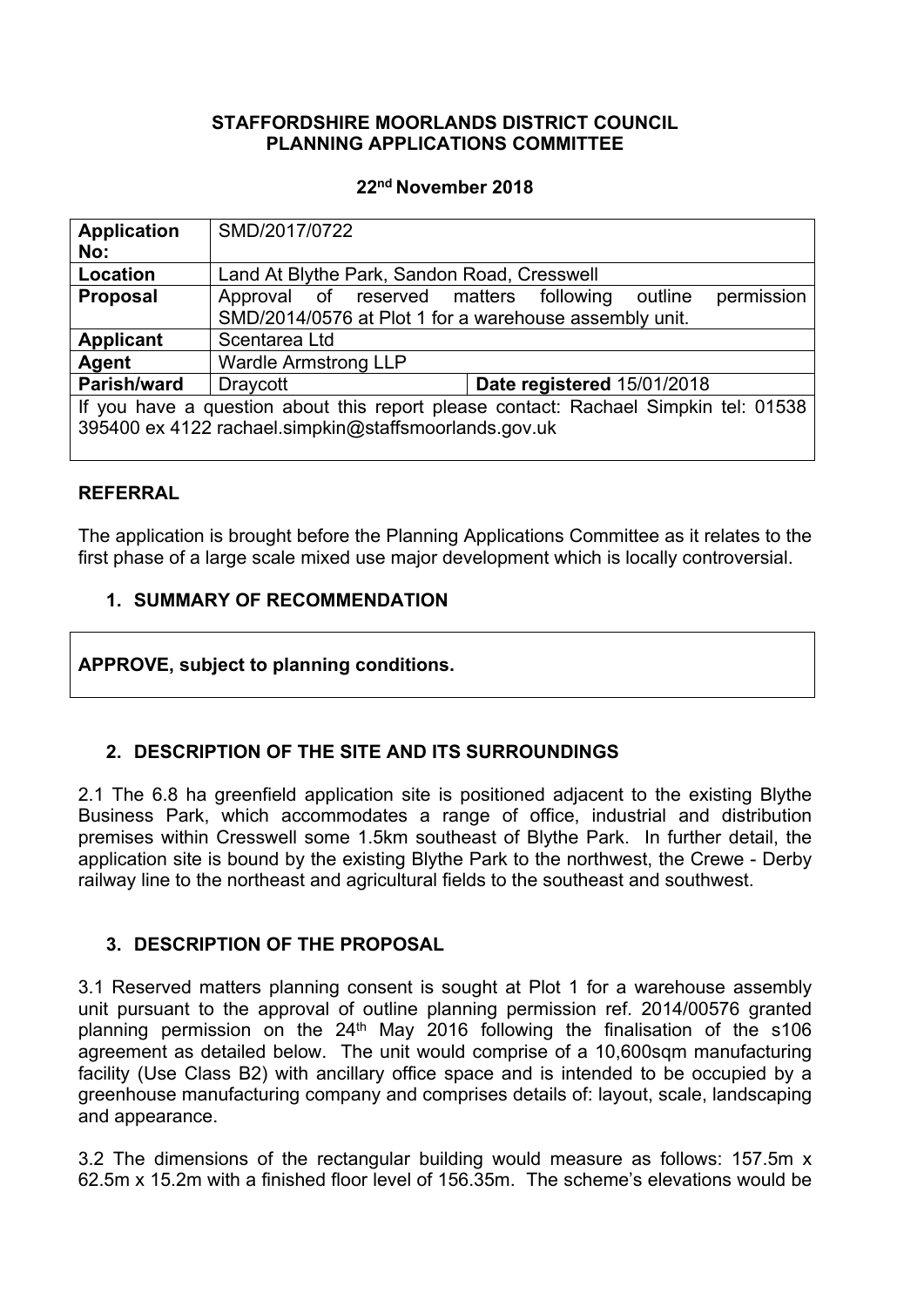**STAFFORDSHIRE MOORLANDS DISTRICT COUNCIL**
**PLANNING APPLICATIONS COMMITTEE**

**22nd November 2018**

| | | |
|---|---|---|
| **Application No:** | SMD/2017/0722 | |
| **Location** | Land At Blythe Park, Sandon Road, Cresswell | |
| **Proposal** | Approval of reserved matters following outline permission SMD/2014/0576 at Plot 1 for a warehouse assembly unit. | |
| **Applicant** | Scentarea Ltd | |
| **Agent** | Wardle Armstrong LLP | |
| **Parish/ward** | Draycott | **Date registered** 15/01/2018 |
| If you have a question about this report please contact: Rachael Simpkin tel: 01538 395400 ex 4122 rachael.simpkin@staffsmoorlands.gov.uk | | |

## REFERRAL

The application is brought before the Planning Applications Committee as it relates to the first phase of a large scale mixed use major development which is locally controversial.

## 1. SUMMARY OF RECOMMENDATION

**APPROVE, subject to planning conditions.**

## 2. DESCRIPTION OF THE SITE AND ITS SURROUNDINGS

2.1 The 6.8 ha greenfield application site is positioned adjacent to the existing Blythe Business Park, which accommodates a range of office, industrial and distribution premises within Cresswell some 1.5km southeast of Blythe Park. In further detail, the application site is bound by the existing Blythe Park to the northwest, the Crewe - Derby railway line to the northeast and agricultural fields to the southeast and southwest.

## 3. DESCRIPTION OF THE PROPOSAL

3.1 Reserved matters planning consent is sought at Plot 1 for a warehouse assembly unit pursuant to the approval of outline planning permission ref. 2014/00576 granted planning permission on the 24th May 2016 following the finalisation of the s106 agreement as detailed below. The unit would comprise of a 10,600sqm manufacturing facility (Use Class B2) with ancillary office space and is intended to be occupied by a greenhouse manufacturing company and comprises details of: layout, scale, landscaping and appearance.

3.2 The dimensions of the rectangular building would measure as follows: 157.5m x 62.5m x 15.2m with a finished floor level of 156.35m. The scheme's elevations would be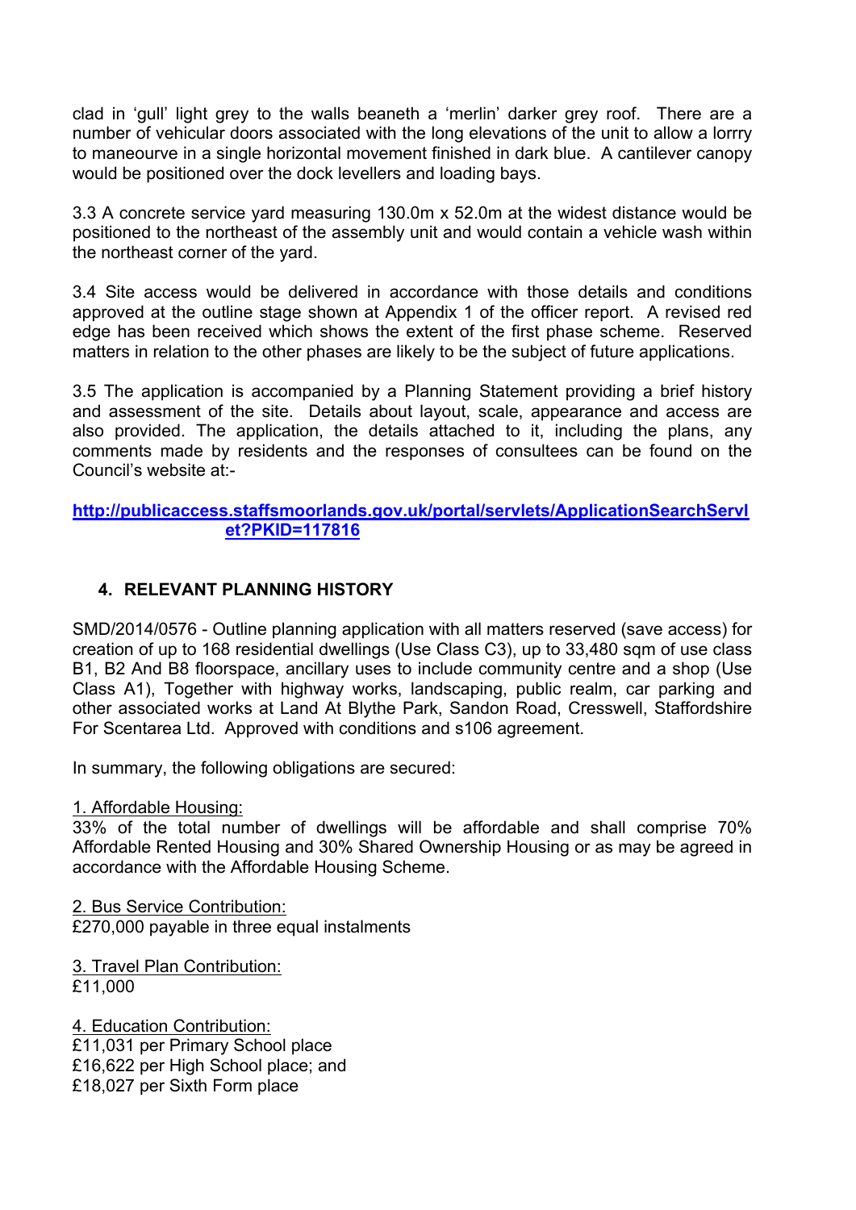clad in 'gull' light grey to the walls beaneth a 'merlin' darker grey roof. There are a number of vehicular doors associated with the long elevations of the unit to allow a lorrry to maneourve in a single horizontal movement finished in dark blue. A cantilever canopy would be positioned over the dock levellers and loading bays.

3.3 A concrete service yard measuring 130.0m x 52.0m at the widest distance would be positioned to the northeast of the assembly unit and would contain a vehicle wash within the northeast corner of the yard.

3.4 Site access would be delivered in accordance with those details and conditions approved at the outline stage shown at Appendix 1 of the officer report. A revised red edge has been received which shows the extent of the first phase scheme. Reserved matters in relation to the other phases are likely to be the subject of future applications.

3.5 The application is accompanied by a Planning Statement providing a brief history and assessment of the site. Details about layout, scale, appearance and access are also provided. The application, the details attached to it, including the plans, any comments made by residents and the responses of consultees can be found on the Council's website at:-

**[http://publicaccess.staffsmoorlands.gov.uk/portal/servlets/ApplicationSearchServlet?PKID=117816](http://publicaccess.staffsmoorlands.gov.uk/portal/servlets/ApplicationSearchServlet?PKID=117816)**

## 4. RELEVANT PLANNING HISTORY

SMD/2014/0576 - Outline planning application with all matters reserved (save access) for creation of up to 168 residential dwellings (Use Class C3), up to 33,480 sqm of use class B1, B2 And B8 floorspace, ancillary uses to include community centre and a shop (Use Class A1), Together with highway works, landscaping, public realm, car parking and other associated works at Land At Blythe Park, Sandon Road, Cresswell, Staffordshire For Scentarea Ltd. Approved with conditions and s106 agreement.

In summary, the following obligations are secured:

1. Affordable Housing:
33% of the total number of dwellings will be affordable and shall comprise 70% Affordable Rented Housing and 30% Shared Ownership Housing or as may be agreed in accordance with the Affordable Housing Scheme.

2. Bus Service Contribution:
£270,000 payable in three equal instalments

3. Travel Plan Contribution:
£11,000

4. Education Contribution:
£11,031 per Primary School place
£16,622 per High School place; and
£18,027 per Sixth Form place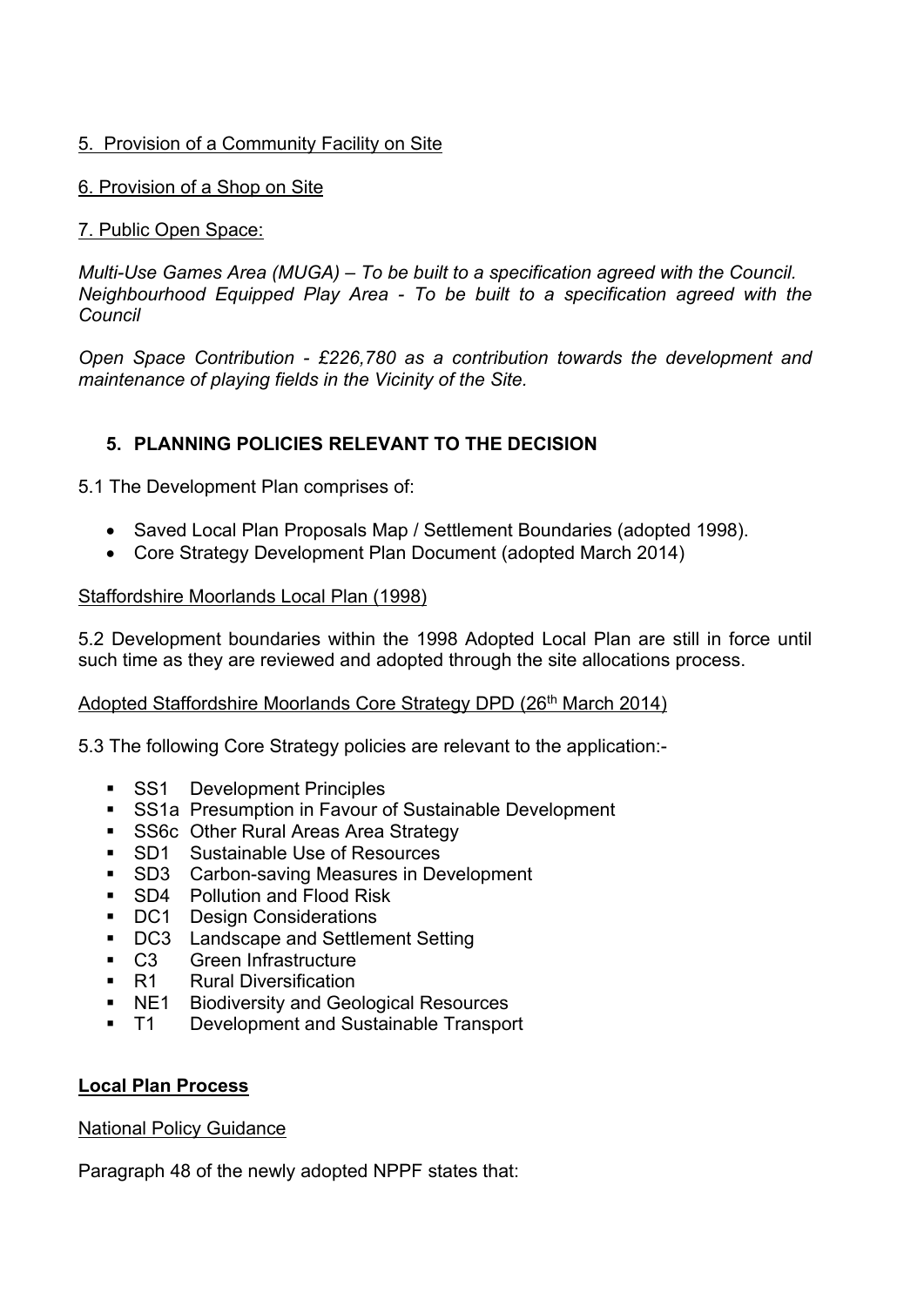5. Provision of a Community Facility on Site

6. Provision of a Shop on Site

7. Public Open Space:

*Multi-Use Games Area (MUGA) – To be built to a specification agreed with the Council. Neighbourhood Equipped Play Area - To be built to a specification agreed with the Council*

*Open Space Contribution - £226,780 as a contribution towards the development and maintenance of playing fields in the Vicinity of the Site.*

## 5. PLANNING POLICIES RELEVANT TO THE DECISION

5.1 The Development Plan comprises of:

- Saved Local Plan Proposals Map / Settlement Boundaries (adopted 1998).
- Core Strategy Development Plan Document (adopted March 2014)

Staffordshire Moorlands Local Plan (1998)

5.2 Development boundaries within the 1998 Adopted Local Plan are still in force until such time as they are reviewed and adopted through the site allocations process.

Adopted Staffordshire Moorlands Core Strategy DPD (26th March 2014)

5.3 The following Core Strategy policies are relevant to the application:-

- SS1 Development Principles
- SS1a Presumption in Favour of Sustainable Development
- SS6c Other Rural Areas Area Strategy
- SD1 Sustainable Use of Resources
- SD3 Carbon-saving Measures in Development
- SD4 Pollution and Flood Risk
- DC1 Design Considerations
- DC3 Landscape and Settlement Setting
- C3 Green Infrastructure
- R1 Rural Diversification
- NE1 Biodiversity and Geological Resources
- T1 Development and Sustainable Transport

**Local Plan Process**

National Policy Guidance

Paragraph 48 of the newly adopted NPPF states that: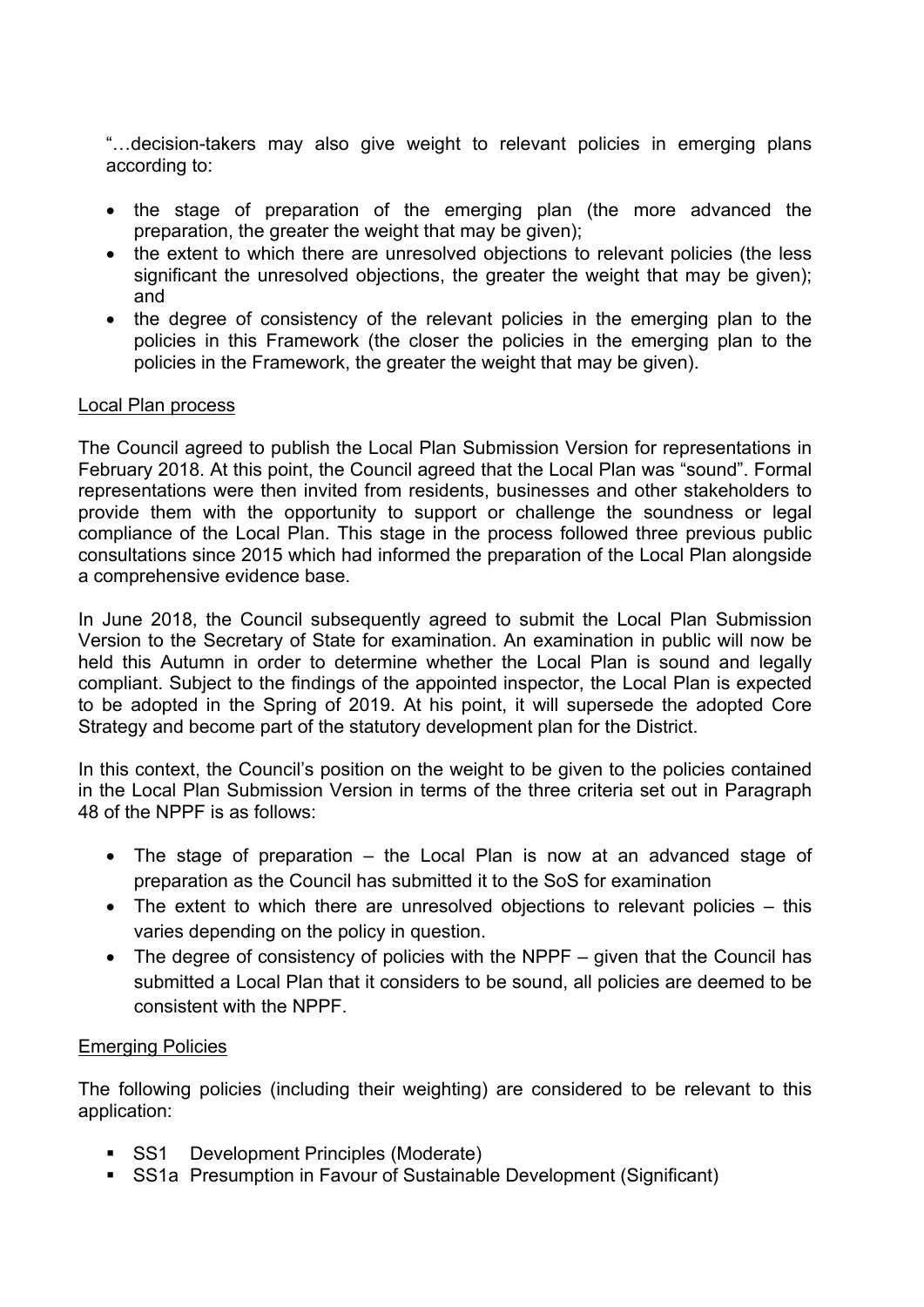"…decision-takers may also give weight to relevant policies in emerging plans according to:

- the stage of preparation of the emerging plan (the more advanced the preparation, the greater the weight that may be given);
- the extent to which there are unresolved objections to relevant policies (the less significant the unresolved objections, the greater the weight that may be given); and
- the degree of consistency of the relevant policies in the emerging plan to the policies in this Framework (the closer the policies in the emerging plan to the policies in the Framework, the greater the weight that may be given).

Local Plan process

The Council agreed to publish the Local Plan Submission Version for representations in February 2018. At this point, the Council agreed that the Local Plan was "sound". Formal representations were then invited from residents, businesses and other stakeholders to provide them with the opportunity to support or challenge the soundness or legal compliance of the Local Plan. This stage in the process followed three previous public consultations since 2015 which had informed the preparation of the Local Plan alongside a comprehensive evidence base.

In June 2018, the Council subsequently agreed to submit the Local Plan Submission Version to the Secretary of State for examination. An examination in public will now be held this Autumn in order to determine whether the Local Plan is sound and legally compliant. Subject to the findings of the appointed inspector, the Local Plan is expected to be adopted in the Spring of 2019. At his point, it will supersede the adopted Core Strategy and become part of the statutory development plan for the District.

In this context, the Council's position on the weight to be given to the policies contained in the Local Plan Submission Version in terms of the three criteria set out in Paragraph 48 of the NPPF is as follows:

- The stage of preparation – the Local Plan is now at an advanced stage of preparation as the Council has submitted it to the SoS for examination
- The extent to which there are unresolved objections to relevant policies – this varies depending on the policy in question.
- The degree of consistency of policies with the NPPF – given that the Council has submitted a Local Plan that it considers to be sound, all policies are deemed to be consistent with the NPPF.

Emerging Policies

The following policies (including their weighting) are considered to be relevant to this application:

- SS1 Development Principles (Moderate)
- SS1a Presumption in Favour of Sustainable Development (Significant)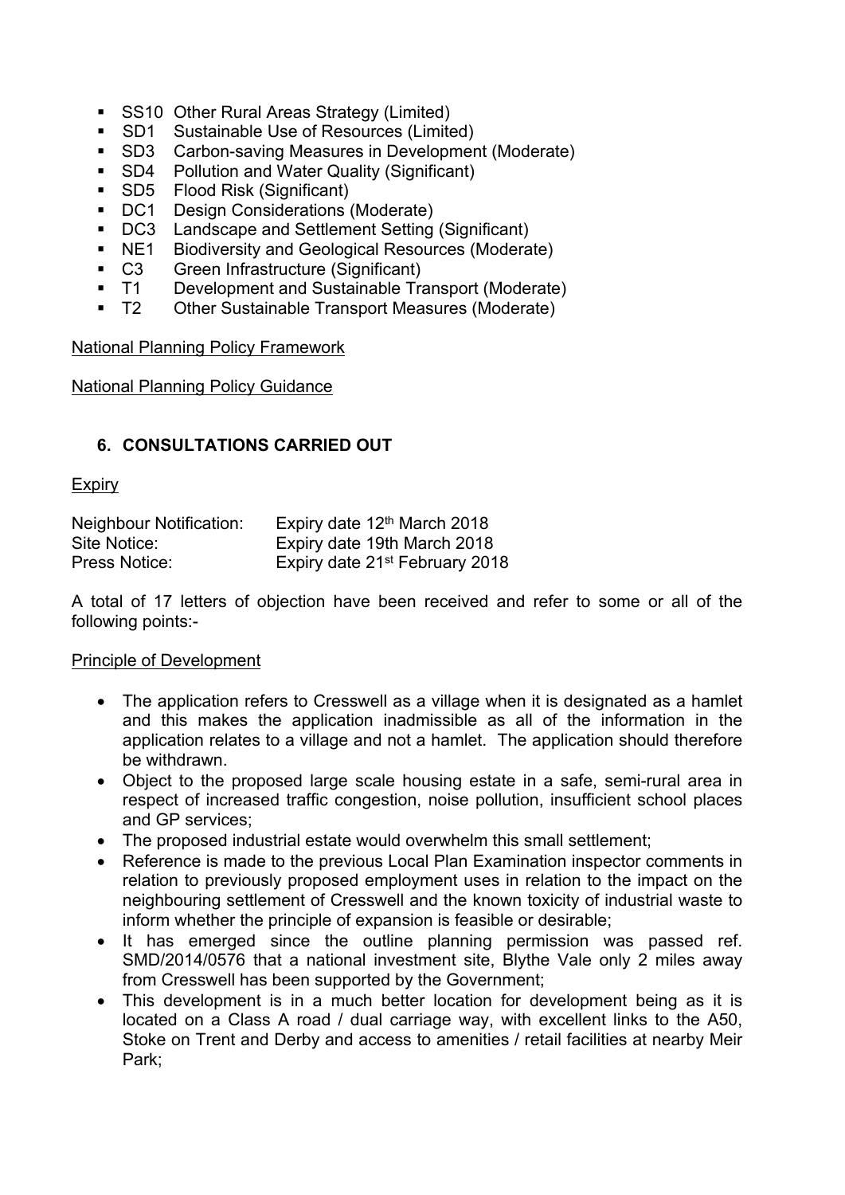- SS10 Other Rural Areas Strategy (Limited)
- SD1 Sustainable Use of Resources (Limited)
- SD3 Carbon-saving Measures in Development (Moderate)
- SD4 Pollution and Water Quality (Significant)
- SD5 Flood Risk (Significant)
- DC1 Design Considerations (Moderate)
- DC3 Landscape and Settlement Setting (Significant)
- NE1 Biodiversity and Geological Resources (Moderate)
- C3 Green Infrastructure (Significant)
- T1 Development and Sustainable Transport (Moderate)
- T2 Other Sustainable Transport Measures (Moderate)

National Planning Policy Framework

National Planning Policy Guidance

## 6. CONSULTATIONS CARRIED OUT

Expiry

| | |
|---|---|
| Neighbour Notification: | Expiry date 12th March 2018 |
| Site Notice: | Expiry date 19th March 2018 |
| Press Notice: | Expiry date 21st February 2018 |

A total of 17 letters of objection have been received and refer to some or all of the following points:-

Principle of Development

- The application refers to Cresswell as a village when it is designated as a hamlet and this makes the application inadmissible as all of the information in the application relates to a village and not a hamlet. The application should therefore be withdrawn.
- Object to the proposed large scale housing estate in a safe, semi-rural area in respect of increased traffic congestion, noise pollution, insufficient school places and GP services;
- The proposed industrial estate would overwhelm this small settlement;
- Reference is made to the previous Local Plan Examination inspector comments in relation to previously proposed employment uses in relation to the impact on the neighbouring settlement of Cresswell and the known toxicity of industrial waste to inform whether the principle of expansion is feasible or desirable;
- It has emerged since the outline planning permission was passed ref. SMD/2014/0576 that a national investment site, Blythe Vale only 2 miles away from Cresswell has been supported by the Government;
- This development is in a much better location for development being as it is located on a Class A road / dual carriage way, with excellent links to the A50, Stoke on Trent and Derby and access to amenities / retail facilities at nearby Meir Park;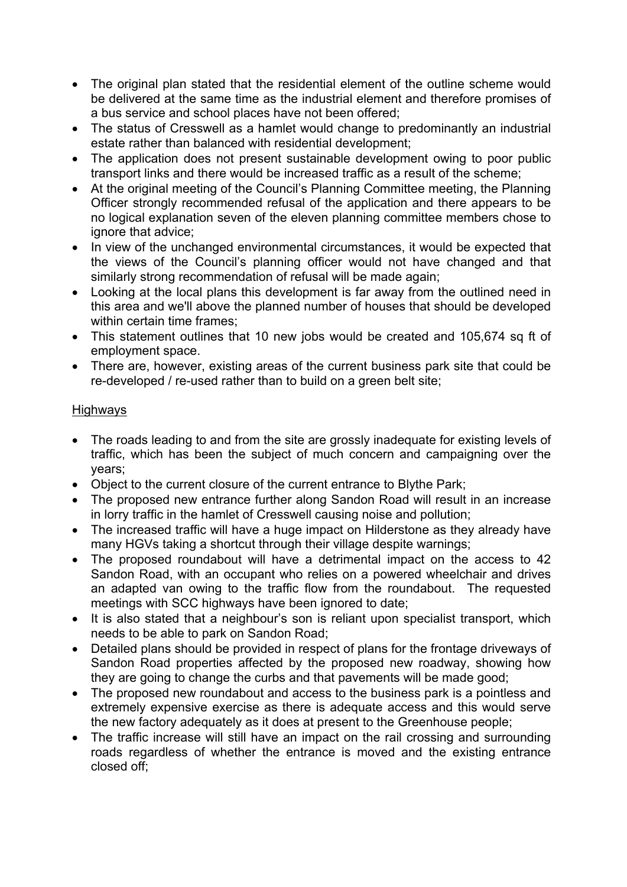- The original plan stated that the residential element of the outline scheme would be delivered at the same time as the industrial element and therefore promises of a bus service and school places have not been offered;
- The status of Cresswell as a hamlet would change to predominantly an industrial estate rather than balanced with residential development;
- The application does not present sustainable development owing to poor public transport links and there would be increased traffic as a result of the scheme;
- At the original meeting of the Council's Planning Committee meeting, the Planning Officer strongly recommended refusal of the application and there appears to be no logical explanation seven of the eleven planning committee members chose to ignore that advice;
- In view of the unchanged environmental circumstances, it would be expected that the views of the Council's planning officer would not have changed and that similarly strong recommendation of refusal will be made again;
- Looking at the local plans this development is far away from the outlined need in this area and we'll above the planned number of houses that should be developed within certain time frames;
- This statement outlines that 10 new jobs would be created and 105,674 sq ft of employment space.
- There are, however, existing areas of the current business park site that could be re-developed / re-used rather than to build on a green belt site;

<u>Highways</u>

- The roads leading to and from the site are grossly inadequate for existing levels of traffic, which has been the subject of much concern and campaigning over the years;
- Object to the current closure of the current entrance to Blythe Park;
- The proposed new entrance further along Sandon Road will result in an increase in lorry traffic in the hamlet of Cresswell causing noise and pollution;
- The increased traffic will have a huge impact on Hilderstone as they already have many HGVs taking a shortcut through their village despite warnings;
- The proposed roundabout will have a detrimental impact on the access to 42 Sandon Road, with an occupant who relies on a powered wheelchair and drives an adapted van owing to the traffic flow from the roundabout. The requested meetings with SCC highways have been ignored to date;
- It is also stated that a neighbour's son is reliant upon specialist transport, which needs to be able to park on Sandon Road;
- Detailed plans should be provided in respect of plans for the frontage driveways of Sandon Road properties affected by the proposed new roadway, showing how they are going to change the curbs and that pavements will be made good;
- The proposed new roundabout and access to the business park is a pointless and extremely expensive exercise as there is adequate access and this would serve the new factory adequately as it does at present to the Greenhouse people;
- The traffic increase will still have an impact on the rail crossing and surrounding roads regardless of whether the entrance is moved and the existing entrance closed off;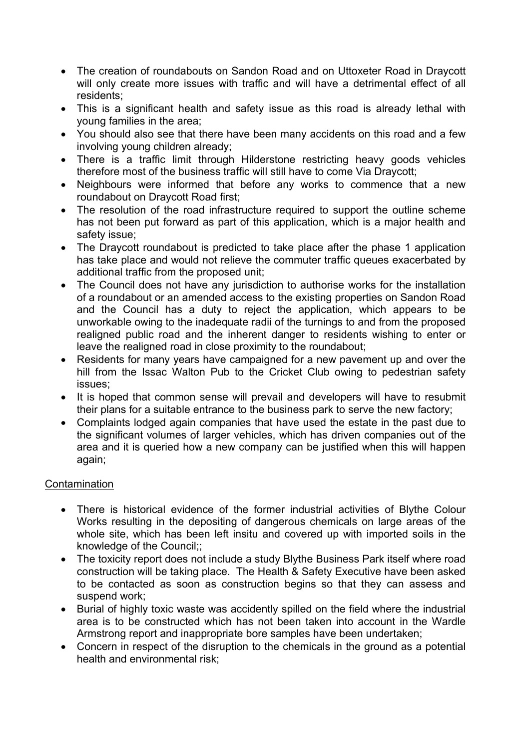- The creation of roundabouts on Sandon Road and on Uttoxeter Road in Draycott will only create more issues with traffic and will have a detrimental effect of all residents;
- This is a significant health and safety issue as this road is already lethal with young families in the area;
- You should also see that there have been many accidents on this road and a few involving young children already;
- There is a traffic limit through Hilderstone restricting heavy goods vehicles therefore most of the business traffic will still have to come Via Draycott;
- Neighbours were informed that before any works to commence that a new roundabout on Draycott Road first;
- The resolution of the road infrastructure required to support the outline scheme has not been put forward as part of this application, which is a major health and safety issue;
- The Draycott roundabout is predicted to take place after the phase 1 application has take place and would not relieve the commuter traffic queues exacerbated by additional traffic from the proposed unit;
- The Council does not have any jurisdiction to authorise works for the installation of a roundabout or an amended access to the existing properties on Sandon Road and the Council has a duty to reject the application, which appears to be unworkable owing to the inadequate radii of the turnings to and from the proposed realigned public road and the inherent danger to residents wishing to enter or leave the realigned road in close proximity to the roundabout;
- Residents for many years have campaigned for a new pavement up and over the hill from the Issac Walton Pub to the Cricket Club owing to pedestrian safety issues;
- It is hoped that common sense will prevail and developers will have to resubmit their plans for a suitable entrance to the business park to serve the new factory;
- Complaints lodged again companies that have used the estate in the past due to the significant volumes of larger vehicles, which has driven companies out of the area and it is queried how a new company can be justified when this will happen again;

<u>Contamination</u>

- There is historical evidence of the former industrial activities of Blythe Colour Works resulting in the depositing of dangerous chemicals on large areas of the whole site, which has been left insitu and covered up with imported soils in the knowledge of the Council;;
- The toxicity report does not include a study Blythe Business Park itself where road construction will be taking place. The Health & Safety Executive have been asked to be contacted as soon as construction begins so that they can assess and suspend work;
- Burial of highly toxic waste was accidently spilled on the field where the industrial area is to be constructed which has not been taken into account in the Wardle Armstrong report and inappropriate bore samples have been undertaken;
- Concern in respect of the disruption to the chemicals in the ground as a potential health and environmental risk;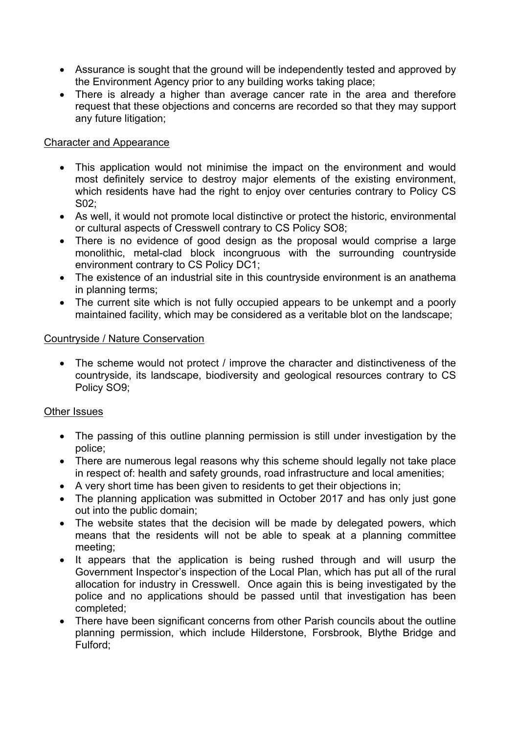- Assurance is sought that the ground will be independently tested and approved by the Environment Agency prior to any building works taking place;
- There is already a higher than average cancer rate in the area and therefore request that these objections and concerns are recorded so that they may support any future litigation;

<u>Character and Appearance</u>

- This application would not minimise the impact on the environment and would most definitely service to destroy major elements of the existing environment, which residents have had the right to enjoy over centuries contrary to Policy CS S02;
- As well, it would not promote local distinctive or protect the historic, environmental or cultural aspects of Cresswell contrary to CS Policy SO8;
- There is no evidence of good design as the proposal would comprise a large monolithic, metal-clad block incongruous with the surrounding countryside environment contrary to CS Policy DC1;
- The existence of an industrial site in this countryside environment is an anathema in planning terms;
- The current site which is not fully occupied appears to be unkempt and a poorly maintained facility, which may be considered as a veritable blot on the landscape;

<u>Countryside / Nature Conservation</u>

- The scheme would not protect / improve the character and distinctiveness of the countryside, its landscape, biodiversity and geological resources contrary to CS Policy SO9;

<u>Other Issues</u>

- The passing of this outline planning permission is still under investigation by the police;
- There are numerous legal reasons why this scheme should legally not take place in respect of: health and safety grounds, road infrastructure and local amenities;
- A very short time has been given to residents to get their objections in;
- The planning application was submitted in October 2017 and has only just gone out into the public domain;
- The website states that the decision will be made by delegated powers, which means that the residents will not be able to speak at a planning committee meeting;
- It appears that the application is being rushed through and will usurp the Government Inspector's inspection of the Local Plan, which has put all of the rural allocation for industry in Cresswell. Once again this is being investigated by the police and no applications should be passed until that investigation has been completed;
- There have been significant concerns from other Parish councils about the outline planning permission, which include Hilderstone, Forsbrook, Blythe Bridge and Fulford;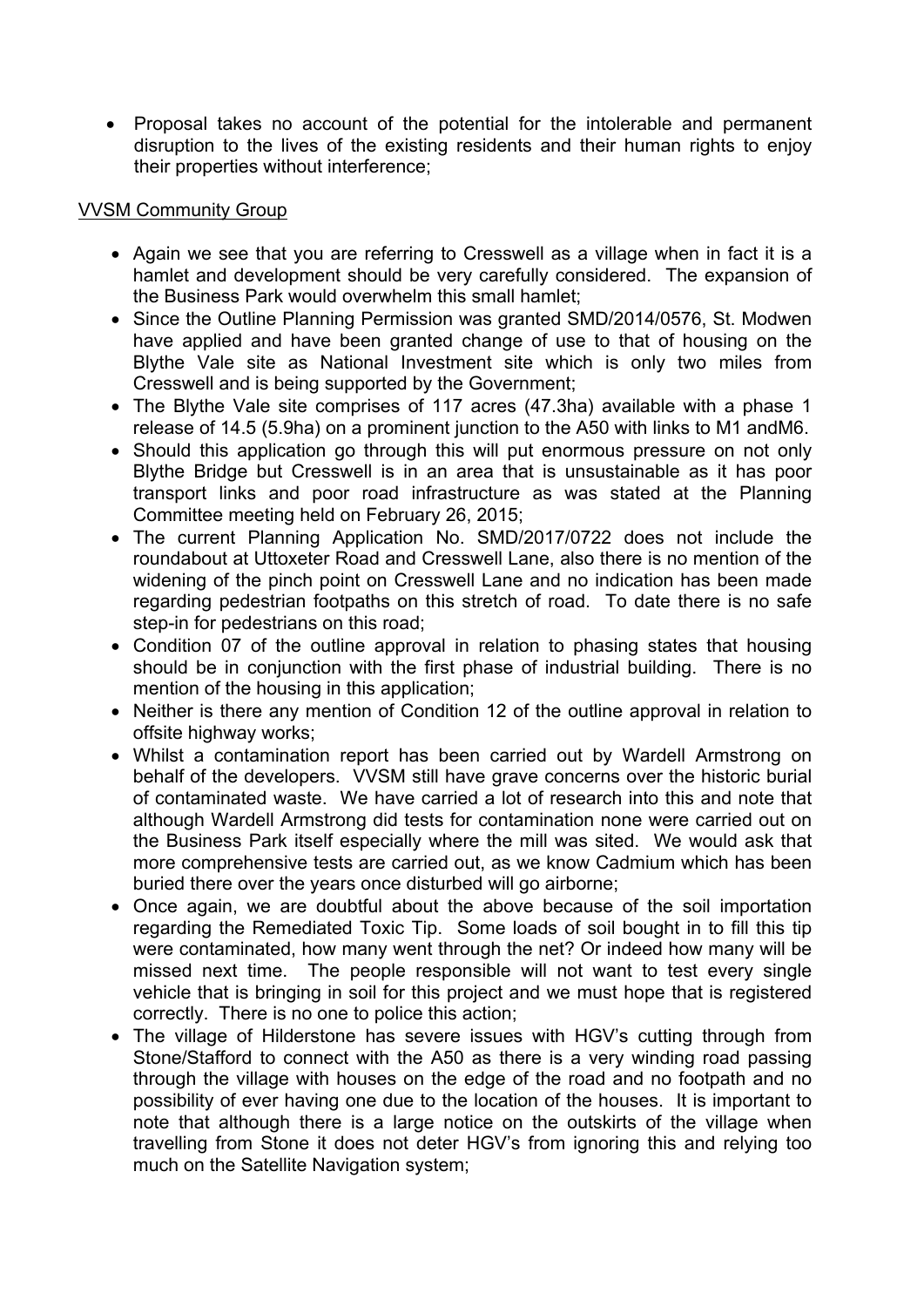- Proposal takes no account of the potential for the intolerable and permanent disruption to the lives of the existing residents and their human rights to enjoy their properties without interference;

VVSM Community Group

- Again we see that you are referring to Cresswell as a village when in fact it is a hamlet and development should be very carefully considered. The expansion of the Business Park would overwhelm this small hamlet;
- Since the Outline Planning Permission was granted SMD/2014/0576, St. Modwen have applied and have been granted change of use to that of housing on the Blythe Vale site as National Investment site which is only two miles from Cresswell and is being supported by the Government;
- The Blythe Vale site comprises of 117 acres (47.3ha) available with a phase 1 release of 14.5 (5.9ha) on a prominent junction to the A50 with links to M1 andM6.
- Should this application go through this will put enormous pressure on not only Blythe Bridge but Cresswell is in an area that is unsustainable as it has poor transport links and poor road infrastructure as was stated at the Planning Committee meeting held on February 26, 2015;
- The current Planning Application No. SMD/2017/0722 does not include the roundabout at Uttoxeter Road and Cresswell Lane, also there is no mention of the widening of the pinch point on Cresswell Lane and no indication has been made regarding pedestrian footpaths on this stretch of road. To date there is no safe step-in for pedestrians on this road;
- Condition 07 of the outline approval in relation to phasing states that housing should be in conjunction with the first phase of industrial building. There is no mention of the housing in this application;
- Neither is there any mention of Condition 12 of the outline approval in relation to offsite highway works;
- Whilst a contamination report has been carried out by Wardell Armstrong on behalf of the developers. VVSM still have grave concerns over the historic burial of contaminated waste. We have carried a lot of research into this and note that although Wardell Armstrong did tests for contamination none were carried out on the Business Park itself especially where the mill was sited. We would ask that more comprehensive tests are carried out, as we know Cadmium which has been buried there over the years once disturbed will go airborne;
- Once again, we are doubtful about the above because of the soil importation regarding the Remediated Toxic Tip. Some loads of soil bought in to fill this tip were contaminated, how many went through the net? Or indeed how many will be missed next time. The people responsible will not want to test every single vehicle that is bringing in soil for this project and we must hope that is registered correctly. There is no one to police this action;
- The village of Hilderstone has severe issues with HGV's cutting through from Stone/Stafford to connect with the A50 as there is a very winding road passing through the village with houses on the edge of the road and no footpath and no possibility of ever having one due to the location of the houses. It is important to note that although there is a large notice on the outskirts of the village when travelling from Stone it does not deter HGV's from ignoring this and relying too much on the Satellite Navigation system;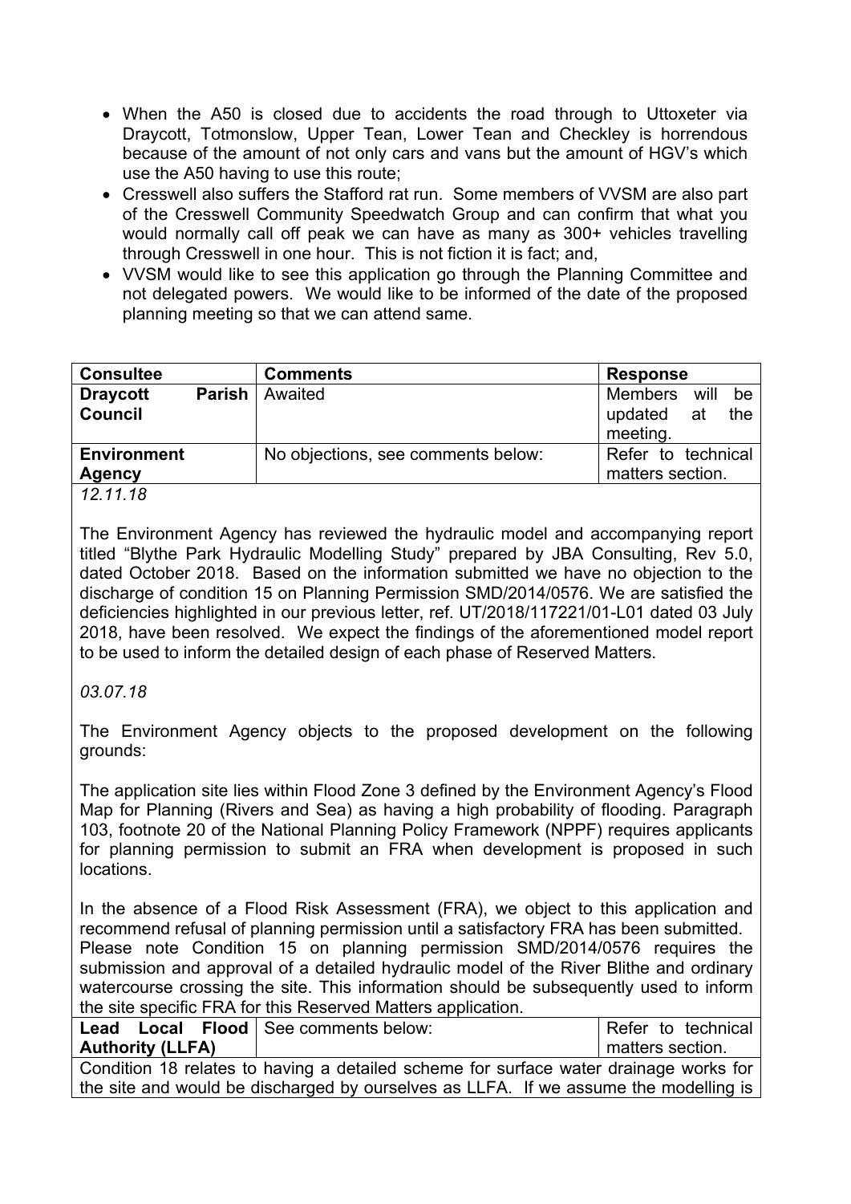- When the A50 is closed due to accidents the road through to Uttoxeter via Draycott, Totmonslow, Upper Tean, Lower Tean and Checkley is horrendous because of the amount of not only cars and vans but the amount of HGV's which use the A50 having to use this route;
- Cresswell also suffers the Stafford rat run. Some members of VVSM are also part of the Cresswell Community Speedwatch Group and can confirm that what you would normally call off peak we can have as many as 300+ vehicles travelling through Cresswell in one hour. This is not fiction it is fact; and,
- VVSM would like to see this application go through the Planning Committee and not delegated powers. We would like to be informed of the date of the proposed planning meeting so that we can attend same.

| **Consultee** | **Comments** | **Response** |
|---|---|---|
| **Draycott Parish Council** | Awaited | Members will be updated at the meeting. |
| **Environment Agency** | No objections, see comments below: | Refer to technical matters section. |

*12.11.18*

The Environment Agency has reviewed the hydraulic model and accompanying report titled "Blythe Park Hydraulic Modelling Study" prepared by JBA Consulting, Rev 5.0, dated October 2018. Based on the information submitted we have no objection to the discharge of condition 15 on Planning Permission SMD/2014/0576. We are satisfied the deficiencies highlighted in our previous letter, ref. UT/2018/117221/01-L01 dated 03 July 2018, have been resolved. We expect the findings of the aforementioned model report to be used to inform the detailed design of each phase of Reserved Matters.

*03.07.18*

The Environment Agency objects to the proposed development on the following grounds:

The application site lies within Flood Zone 3 defined by the Environment Agency's Flood Map for Planning (Rivers and Sea) as having a high probability of flooding. Paragraph 103, footnote 20 of the National Planning Policy Framework (NPPF) requires applicants for planning permission to submit an FRA when development is proposed in such locations.

In the absence of a Flood Risk Assessment (FRA), we object to this application and recommend refusal of planning permission until a satisfactory FRA has been submitted.
Please note Condition 15 on planning permission SMD/2014/0576 requires the submission and approval of a detailed hydraulic model of the River Blithe and ordinary watercourse crossing the site. This information should be subsequently used to inform the site specific FRA for this Reserved Matters application.

| **Consultee** | **Comments** | **Response** |
|---|---|---|
| **Lead Local Flood Authority (LLFA)** | See comments below: | Refer to technical matters section. |

Condition 18 relates to having a detailed scheme for surface water drainage works for the site and would be discharged by ourselves as LLFA. If we assume the modelling is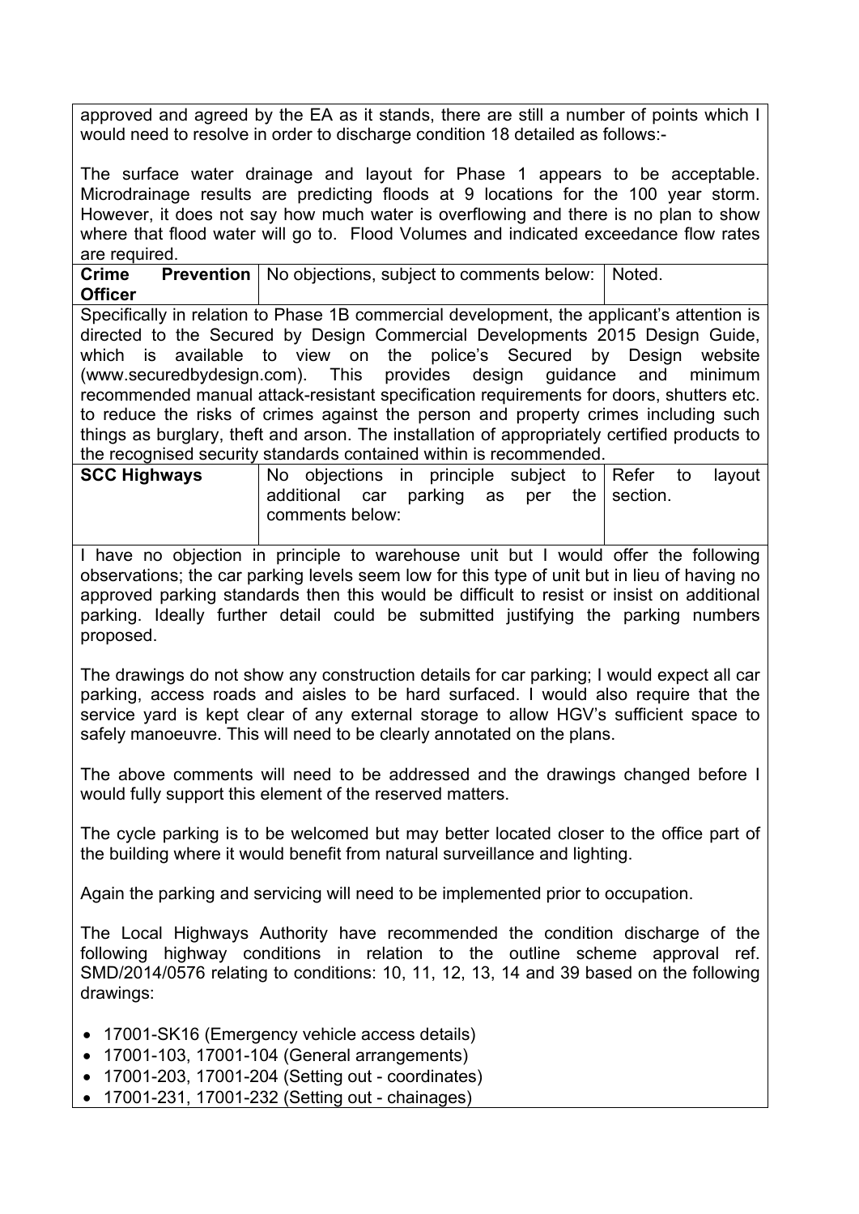| | | |
|---|---|---|
| approved and agreed by the EA as it stands, there are still a number of points which I would need to resolve in order to discharge condition 18 detailed as follows:-<br><br>The surface water drainage and layout for Phase 1 appears to be acceptable. Microdrainage results are predicting floods at 9 locations for the 100 year storm. However, it does not say how much water is overflowing and there is no plan to show where that flood water will go to. Flood Volumes and indicated exceedance flow rates are required. | | |
| **Crime Prevention Officer** | No objections, subject to comments below: | Noted. |
| Specifically in relation to Phase 1B commercial development, the applicant's attention is directed to the Secured by Design Commercial Developments 2015 Design Guide, which is available to view on the police's Secured by Design website (www.securedbydesign.com). This provides design guidance and minimum recommended manual attack-resistant specification requirements for doors, shutters etc. to reduce the risks of crimes against the person and property crimes including such things as burglary, theft and arson. The installation of appropriately certified products to the recognised security standards contained within is recommended. | | |
| **SCC Highways** | No objections in principle subject to additional car parking as per the comments below: | Refer to layout section. |
| I have no objection in principle to warehouse unit but I would offer the following observations; the car parking levels seem low for this type of unit but in lieu of having no approved parking standards then this would be difficult to resist or insist on additional parking. Ideally further detail could be submitted justifying the parking numbers proposed.<br><br>The drawings do not show any construction details for car parking; I would expect all car parking, access roads and aisles to be hard surfaced. I would also require that the service yard is kept clear of any external storage to allow HGV's sufficient space to safely manoeuvre. This will need to be clearly annotated on the plans.<br><br>The above comments will need to be addressed and the drawings changed before I would fully support this element of the reserved matters.<br><br>The cycle parking is to be welcomed but may better located closer to the office part of the building where it would benefit from natural surveillance and lighting.<br><br>Again the parking and servicing will need to be implemented prior to occupation.<br><br>The Local Highways Authority have recommended the condition discharge of the following highway conditions in relation to the outline scheme approval ref. SMD/2014/0576 relating to conditions: 10, 11, 12, 13, 14 and 39 based on the following drawings:<br><br>• 17001-SK16 (Emergency vehicle access details)<br>• 17001-103, 17001-104 (General arrangements)<br>• 17001-203, 17001-204 (Setting out - coordinates)<br>• 17001-231, 17001-232 (Setting out - chainages) | | |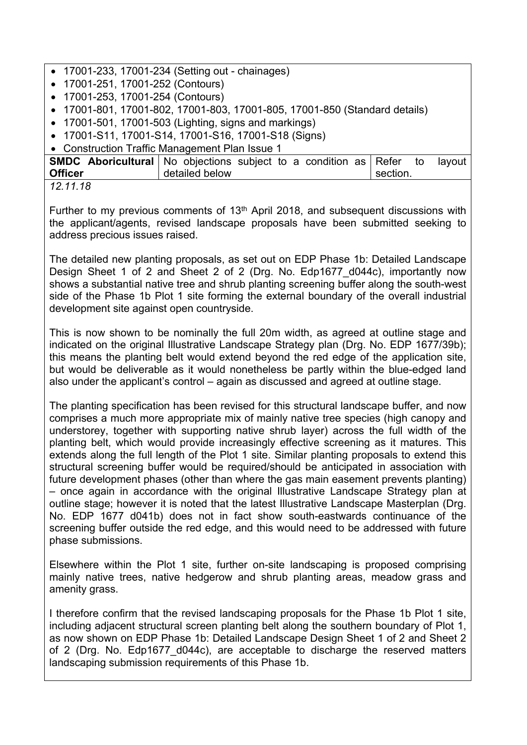- 17001-233, 17001-234 (Setting out - chainages)
- 17001-251, 17001-252 (Contours)
- 17001-253, 17001-254 (Contours)
- 17001-801, 17001-802, 17001-803, 17001-805, 17001-850 (Standard details)
- 17001-501, 17001-503 (Lighting, signs and markings)
- 17001-S11, 17001-S14, 17001-S16, 17001-S18 (Signs)
- Construction Traffic Management Plan Issue 1

| **SMDC Aboricultural Officer** | No objections subject to a condition as detailed below | Refer to layout section. |
|---|---|---|

*12.11.18*

Further to my previous comments of 13th April 2018, and subsequent discussions with the applicant/agents, revised landscape proposals have been submitted seeking to address precious issues raised.

The detailed new planting proposals, as set out on EDP Phase 1b: Detailed Landscape Design Sheet 1 of 2 and Sheet 2 of 2 (Drg. No. Edp1677_d044c), importantly now shows a substantial native tree and shrub planting screening buffer along the south-west side of the Phase 1b Plot 1 site forming the external boundary of the overall industrial development site against open countryside.

This is now shown to be nominally the full 20m width, as agreed at outline stage and indicated on the original Illustrative Landscape Strategy plan (Drg. No. EDP 1677/39b); this means the planting belt would extend beyond the red edge of the application site, but would be deliverable as it would nonetheless be partly within the blue-edged land also under the applicant's control – again as discussed and agreed at outline stage.

The planting specification has been revised for this structural landscape buffer, and now comprises a much more appropriate mix of mainly native tree species (high canopy and understorey, together with supporting native shrub layer) across the full width of the planting belt, which would provide increasingly effective screening as it matures. This extends along the full length of the Plot 1 site. Similar planting proposals to extend this structural screening buffer would be required/should be anticipated in association with future development phases (other than where the gas main easement prevents planting) – once again in accordance with the original Illustrative Landscape Strategy plan at outline stage; however it is noted that the latest Illustrative Landscape Masterplan (Drg. No. EDP 1677 d041b) does not in fact show south-eastwards continuance of the screening buffer outside the red edge, and this would need to be addressed with future phase submissions.

Elsewhere within the Plot 1 site, further on-site landscaping is proposed comprising mainly native trees, native hedgerow and shrub planting areas, meadow grass and amenity grass.

I therefore confirm that the revised landscaping proposals for the Phase 1b Plot 1 site, including adjacent structural screen planting belt along the southern boundary of Plot 1, as now shown on EDP Phase 1b: Detailed Landscape Design Sheet 1 of 2 and Sheet 2 of 2 (Drg. No. Edp1677_d044c), are acceptable to discharge the reserved matters landscaping submission requirements of this Phase 1b.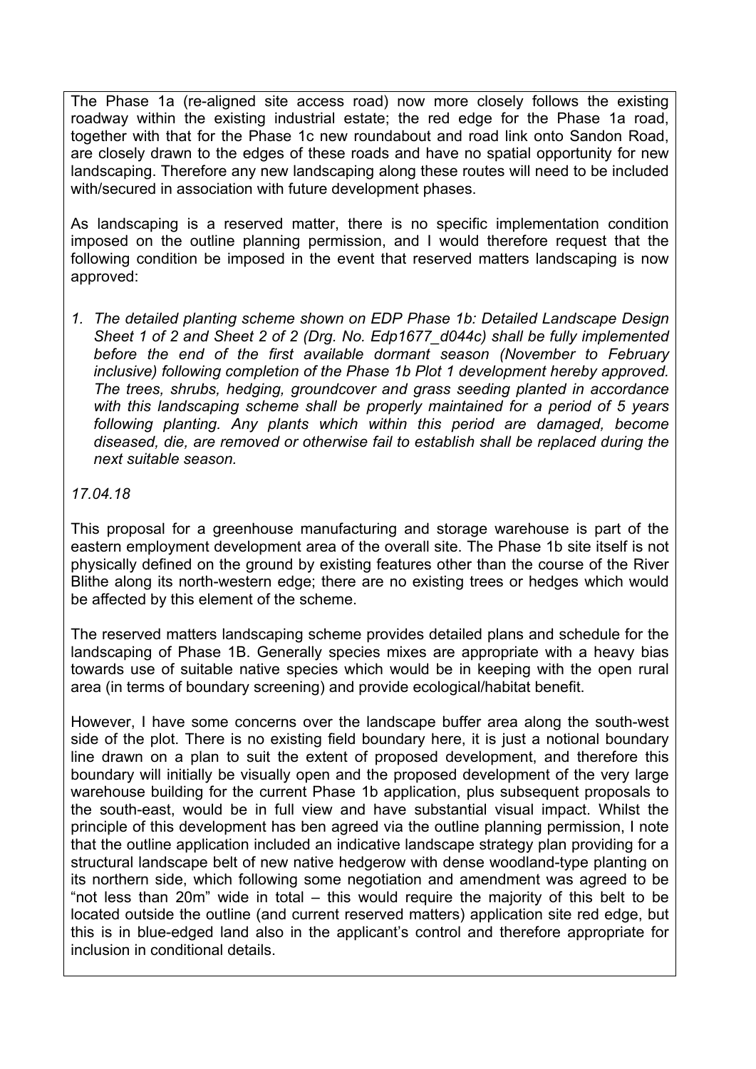The Phase 1a (re-aligned site access road) now more closely follows the existing roadway within the existing industrial estate; the red edge for the Phase 1a road, together with that for the Phase 1c new roundabout and road link onto Sandon Road, are closely drawn to the edges of these roads and have no spatial opportunity for new landscaping. Therefore any new landscaping along these routes will need to be included with/secured in association with future development phases.

As landscaping is a reserved matter, there is no specific implementation condition imposed on the outline planning permission, and I would therefore request that the following condition be imposed in the event that reserved matters landscaping is now approved:

1. *The detailed planting scheme shown on EDP Phase 1b: Detailed Landscape Design Sheet 1 of 2 and Sheet 2 of 2 (Drg. No. Edp1677_d044c) shall be fully implemented before the end of the first available dormant season (November to February inclusive) following completion of the Phase 1b Plot 1 development hereby approved. The trees, shrubs, hedging, groundcover and grass seeding planted in accordance with this landscaping scheme shall be properly maintained for a period of 5 years following planting. Any plants which within this period are damaged, become diseased, die, are removed or otherwise fail to establish shall be replaced during the next suitable season.*

*17.04.18*

This proposal for a greenhouse manufacturing and storage warehouse is part of the eastern employment development area of the overall site. The Phase 1b site itself is not physically defined on the ground by existing features other than the course of the River Blithe along its north-western edge; there are no existing trees or hedges which would be affected by this element of the scheme.

The reserved matters landscaping scheme provides detailed plans and schedule for the landscaping of Phase 1B. Generally species mixes are appropriate with a heavy bias towards use of suitable native species which would be in keeping with the open rural area (in terms of boundary screening) and provide ecological/habitat benefit.

However, I have some concerns over the landscape buffer area along the south-west side of the plot. There is no existing field boundary here, it is just a notional boundary line drawn on a plan to suit the extent of proposed development, and therefore this boundary will initially be visually open and the proposed development of the very large warehouse building for the current Phase 1b application, plus subsequent proposals to the south-east, would be in full view and have substantial visual impact. Whilst the principle of this development has ben agreed via the outline planning permission, I note that the outline application included an indicative landscape strategy plan providing for a structural landscape belt of new native hedgerow with dense woodland-type planting on its northern side, which following some negotiation and amendment was agreed to be "not less than 20m" wide in total – this would require the majority of this belt to be located outside the outline (and current reserved matters) application site red edge, but this is in blue-edged land also in the applicant's control and therefore appropriate for inclusion in conditional details.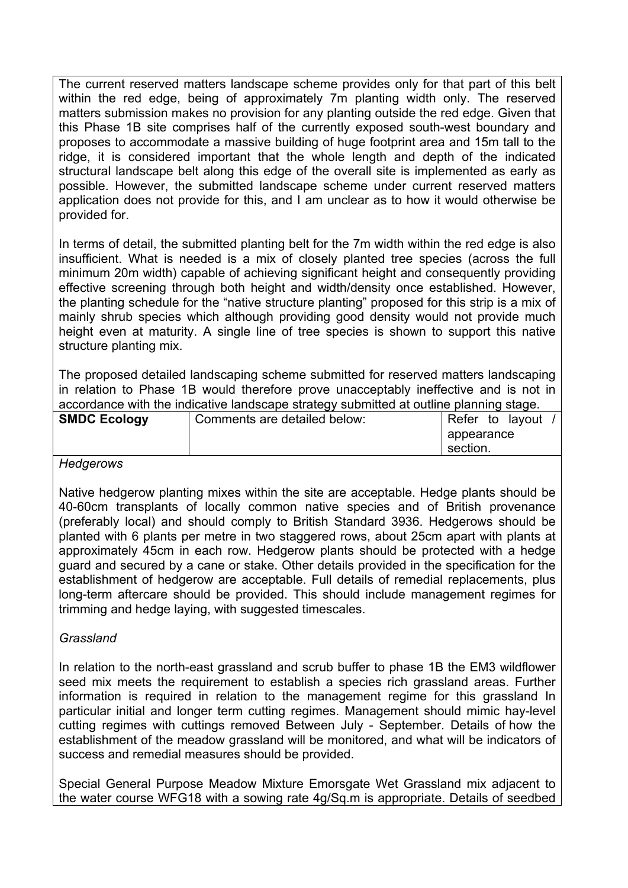The current reserved matters landscape scheme provides only for that part of this belt within the red edge, being of approximately 7m planting width only. The reserved matters submission makes no provision for any planting outside the red edge. Given that this Phase 1B site comprises half of the currently exposed south-west boundary and proposes to accommodate a massive building of huge footprint area and 15m tall to the ridge, it is considered important that the whole length and depth of the indicated structural landscape belt along this edge of the overall site is implemented as early as possible. However, the submitted landscape scheme under current reserved matters application does not provide for this, and I am unclear as to how it would otherwise be provided for.

In terms of detail, the submitted planting belt for the 7m width within the red edge is also insufficient. What is needed is a mix of closely planted tree species (across the full minimum 20m width) capable of achieving significant height and consequently providing effective screening through both height and width/density once established. However, the planting schedule for the "native structure planting" proposed for this strip is a mix of mainly shrub species which although providing good density would not provide much height even at maturity. A single line of tree species is shown to support this native structure planting mix.

The proposed detailed landscaping scheme submitted for reserved matters landscaping in relation to Phase 1B would therefore prove unacceptably ineffective and is not in accordance with the indicative landscape strategy submitted at outline planning stage.

| **SMDC Ecology** | Comments are detailed below: | Refer to layout / appearance section. |
|---|---|---|

*Hedgerows*

Native hedgerow planting mixes within the site are acceptable. Hedge plants should be 40-60cm transplants of locally common native species and of British provenance (preferably local) and should comply to British Standard 3936. Hedgerows should be planted with 6 plants per metre in two staggered rows, about 25cm apart with plants at approximately 45cm in each row. Hedgerow plants should be protected with a hedge guard and secured by a cane or stake. Other details provided in the specification for the establishment of hedgerow are acceptable. Full details of remedial replacements, plus long-term aftercare should be provided. This should include management regimes for trimming and hedge laying, with suggested timescales.

*Grassland*

In relation to the north-east grassland and scrub buffer to phase 1B the EM3 wildflower seed mix meets the requirement to establish a species rich grassland areas. Further information is required in relation to the management regime for this grassland In particular initial and longer term cutting regimes. Management should mimic hay-level cutting regimes with cuttings removed Between July - September. Details of how the establishment of the meadow grassland will be monitored, and what will be indicators of success and remedial measures should be provided.

Special General Purpose Meadow Mixture Emorsgate Wet Grassland mix adjacent to the water course WFG18 with a sowing rate 4g/Sq.m is appropriate. Details of seedbed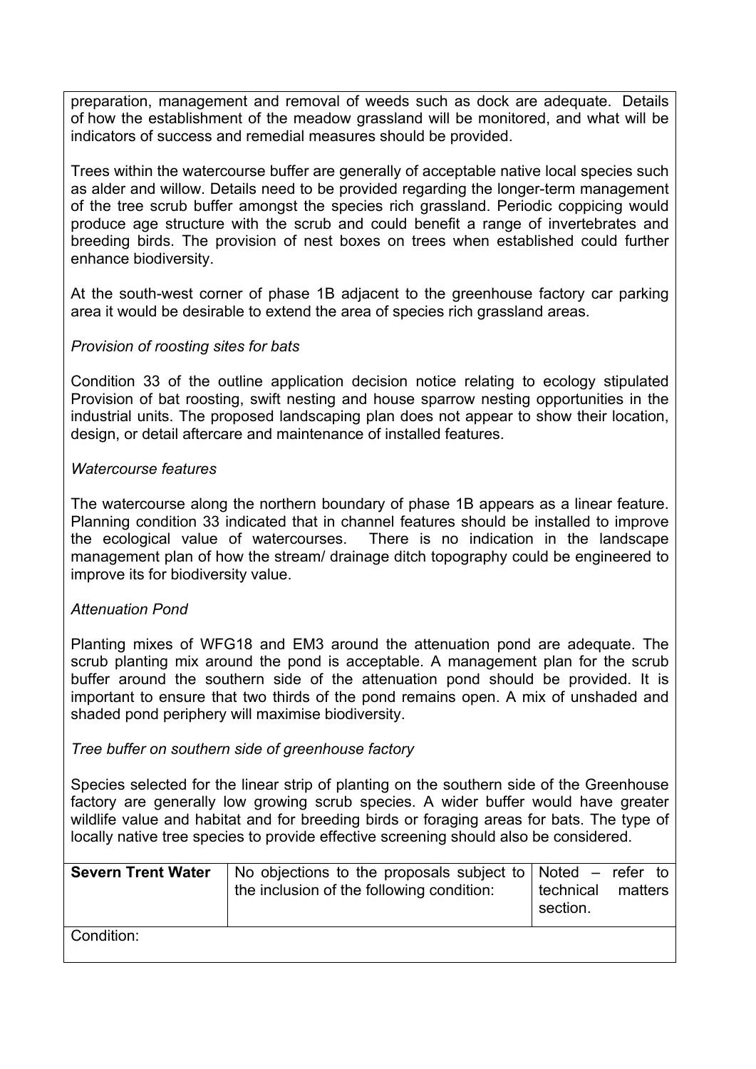preparation, management and removal of weeds such as dock are adequate. Details of how the establishment of the meadow grassland will be monitored, and what will be indicators of success and remedial measures should be provided.

Trees within the watercourse buffer are generally of acceptable native local species such as alder and willow. Details need to be provided regarding the longer-term management of the tree scrub buffer amongst the species rich grassland. Periodic coppicing would produce age structure with the scrub and could benefit a range of invertebrates and breeding birds. The provision of nest boxes on trees when established could further enhance biodiversity.

At the south-west corner of phase 1B adjacent to the greenhouse factory car parking area it would be desirable to extend the area of species rich grassland areas.

*Provision of roosting sites for bats*

Condition 33 of the outline application decision notice relating to ecology stipulated Provision of bat roosting, swift nesting and house sparrow nesting opportunities in the industrial units. The proposed landscaping plan does not appear to show their location, design, or detail aftercare and maintenance of installed features.

*Watercourse features*

The watercourse along the northern boundary of phase 1B appears as a linear feature. Planning condition 33 indicated that in channel features should be installed to improve the ecological value of watercourses. There is no indication in the landscape management plan of how the stream/ drainage ditch topography could be engineered to improve its for biodiversity value.

*Attenuation Pond*

Planting mixes of WFG18 and EM3 around the attenuation pond are adequate. The scrub planting mix around the pond is acceptable. A management plan for the scrub buffer around the southern side of the attenuation pond should be provided. It is important to ensure that two thirds of the pond remains open. A mix of unshaded and shaded pond periphery will maximise biodiversity.

*Tree buffer on southern side of greenhouse factory*

Species selected for the linear strip of planting on the southern side of the Greenhouse factory are generally low growing scrub species. A wider buffer would have greater wildlife value and habitat and for breeding birds or foraging areas for bats. The type of locally native tree species to provide effective screening should also be considered.

| **Severn Trent Water** | No objections to the proposals subject to the inclusion of the following condition: | Noted – refer to technical matters section. |
|---|---|---|
| Condition: | | |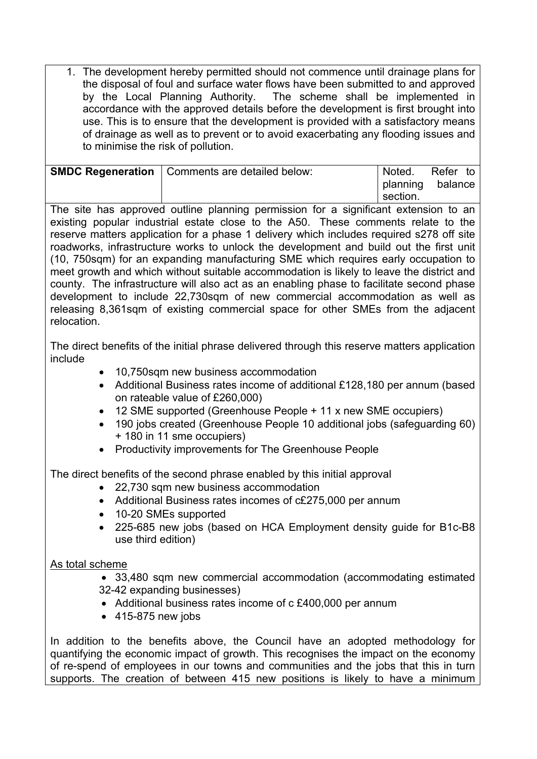1. The development hereby permitted should not commence until drainage plans for the disposal of foul and surface water flows have been submitted to and approved by the Local Planning Authority. The scheme shall be implemented in accordance with the approved details before the development is first brought into use. This is to ensure that the development is provided with a satisfactory means of drainage as well as to prevent or to avoid exacerbating any flooding issues and to minimise the risk of pollution.

| **SMDC Regeneration** | Comments are detailed below: | Noted. Refer to planning balance section. |
|---|---|---|

The site has approved outline planning permission for a significant extension to an existing popular industrial estate close to the A50. These comments relate to the reserve matters application for a phase 1 delivery which includes required s278 off site roadworks, infrastructure works to unlock the development and build out the first unit (10, 750sqm) for an expanding manufacturing SME which requires early occupation to meet growth and which without suitable accommodation is likely to leave the district and county. The infrastructure will also act as an enabling phase to facilitate second phase development to include 22,730sqm of new commercial accommodation as well as releasing 8,361sqm of existing commercial space for other SMEs from the adjacent relocation.

The direct benefits of the initial phrase delivered through this reserve matters application include

- 10,750sqm new business accommodation
- Additional Business rates income of additional £128,180 per annum (based on rateable value of £260,000)
- 12 SME supported (Greenhouse People + 11 x new SME occupiers)
- 190 jobs created (Greenhouse People 10 additional jobs (safeguarding 60) + 180 in 11 sme occupiers)
- Productivity improvements for The Greenhouse People

The direct benefits of the second phrase enabled by this initial approval

- 22,730 sqm new business accommodation
- Additional Business rates incomes of c£275,000 per annum
- 10-20 SMEs supported
- 225-685 new jobs (based on HCA Employment density guide for B1c-B8 use third edition)

<u>As total scheme</u>

- 33,480 sqm new commercial accommodation (accommodating estimated 32-42 expanding businesses)
- Additional business rates income of c £400,000 per annum
- 415-875 new jobs

In addition to the benefits above, the Council have an adopted methodology for quantifying the economic impact of growth. This recognises the impact on the economy of re-spend of employees in our towns and communities and the jobs that this in turn supports. The creation of between 415 new positions is likely to have a minimum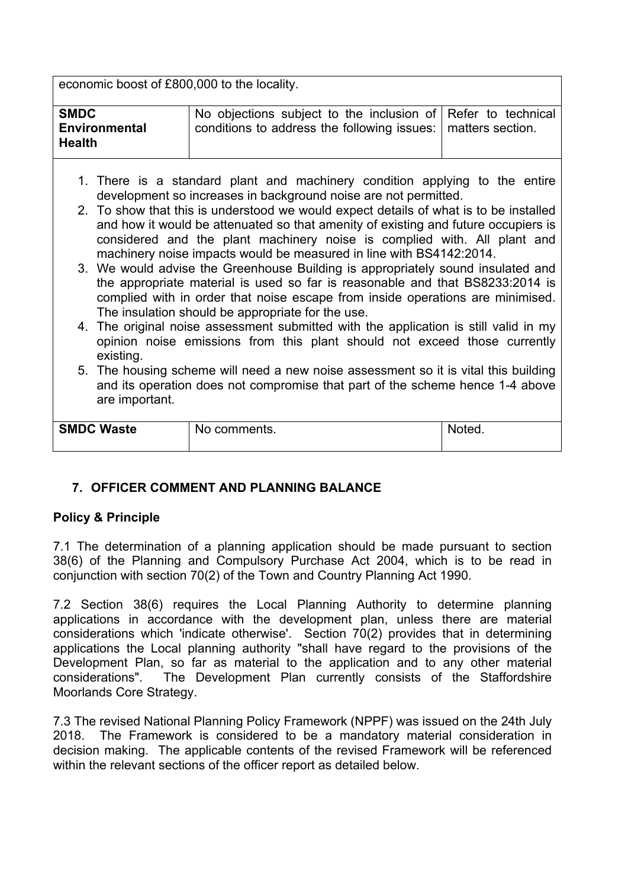| | | |
|---|---|---|
| economic boost of £800,000 to the locality. | | |
| **SMDC Environmental Health** | No objections subject to the inclusion of conditions to address the following issues: | Refer to technical matters section. |

1. There is a standard plant and machinery condition applying to the entire development so increases in background noise are not permitted.
2. To show that this is understood we would expect details of what is to be installed and how it would be attenuated so that amenity of existing and future occupiers is considered and the plant machinery noise is complied with. All plant and machinery noise impacts would be measured in line with BS4142:2014.
3. We would advise the Greenhouse Building is appropriately sound insulated and the appropriate material is used so far is reasonable and that BS8233:2014 is complied with in order that noise escape from inside operations are minimised. The insulation should be appropriate for the use.
4. The original noise assessment submitted with the application is still valid in my opinion noise emissions from this plant should not exceed those currently existing.
5. The housing scheme will need a new noise assessment so it is vital this building and its operation does not compromise that part of the scheme hence 1-4 above are important.

| | | |
|---|---|---|
| **SMDC Waste** | No comments. | Noted. |

## 7. OFFICER COMMENT AND PLANNING BALANCE

### Policy & Principle

7.1 The determination of a planning application should be made pursuant to section 38(6) of the Planning and Compulsory Purchase Act 2004, which is to be read in conjunction with section 70(2) of the Town and Country Planning Act 1990.

7.2 Section 38(6) requires the Local Planning Authority to determine planning applications in accordance with the development plan, unless there are material considerations which 'indicate otherwise'. Section 70(2) provides that in determining applications the Local planning authority "shall have regard to the provisions of the Development Plan, so far as material to the application and to any other material considerations". The Development Plan currently consists of the Staffordshire Moorlands Core Strategy.

7.3 The revised National Planning Policy Framework (NPPF) was issued on the 24th July 2018. The Framework is considered to be a mandatory material consideration in decision making. The applicable contents of the revised Framework will be referenced within the relevant sections of the officer report as detailed below.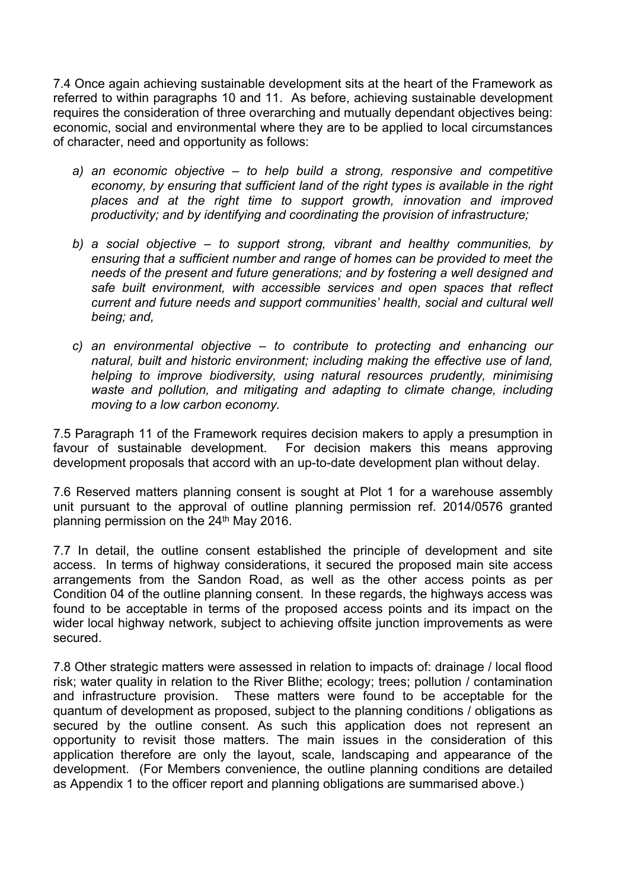7.4 Once again achieving sustainable development sits at the heart of the Framework as referred to within paragraphs 10 and 11. As before, achieving sustainable development requires the consideration of three overarching and mutually dependant objectives being: economic, social and environmental where they are to be applied to local circumstances of character, need and opportunity as follows:

a) *an economic objective – to help build a strong, responsive and competitive economy, by ensuring that sufficient land of the right types is available in the right places and at the right time to support growth, innovation and improved productivity; and by identifying and coordinating the provision of infrastructure;*

b) *a social objective – to support strong, vibrant and healthy communities, by ensuring that a sufficient number and range of homes can be provided to meet the needs of the present and future generations; and by fostering a well designed and safe built environment, with accessible services and open spaces that reflect current and future needs and support communities' health, social and cultural well being; and,*

c) *an environmental objective – to contribute to protecting and enhancing our natural, built and historic environment; including making the effective use of land, helping to improve biodiversity, using natural resources prudently, minimising waste and pollution, and mitigating and adapting to climate change, including moving to a low carbon economy.*

7.5 Paragraph 11 of the Framework requires decision makers to apply a presumption in favour of sustainable development. For decision makers this means approving development proposals that accord with an up-to-date development plan without delay.

7.6 Reserved matters planning consent is sought at Plot 1 for a warehouse assembly unit pursuant to the approval of outline planning permission ref. 2014/0576 granted planning permission on the 24th May 2016.

7.7 In detail, the outline consent established the principle of development and site access. In terms of highway considerations, it secured the proposed main site access arrangements from the Sandon Road, as well as the other access points as per Condition 04 of the outline planning consent. In these regards, the highways access was found to be acceptable in terms of the proposed access points and its impact on the wider local highway network, subject to achieving offsite junction improvements as were secured.

7.8 Other strategic matters were assessed in relation to impacts of: drainage / local flood risk; water quality in relation to the River Blithe; ecology; trees; pollution / contamination and infrastructure provision. These matters were found to be acceptable for the quantum of development as proposed, subject to the planning conditions / obligations as secured by the outline consent. As such this application does not represent an opportunity to revisit those matters. The main issues in the consideration of this application therefore are only the layout, scale, landscaping and appearance of the development. (For Members convenience, the outline planning conditions are detailed as Appendix 1 to the officer report and planning obligations are summarised above.)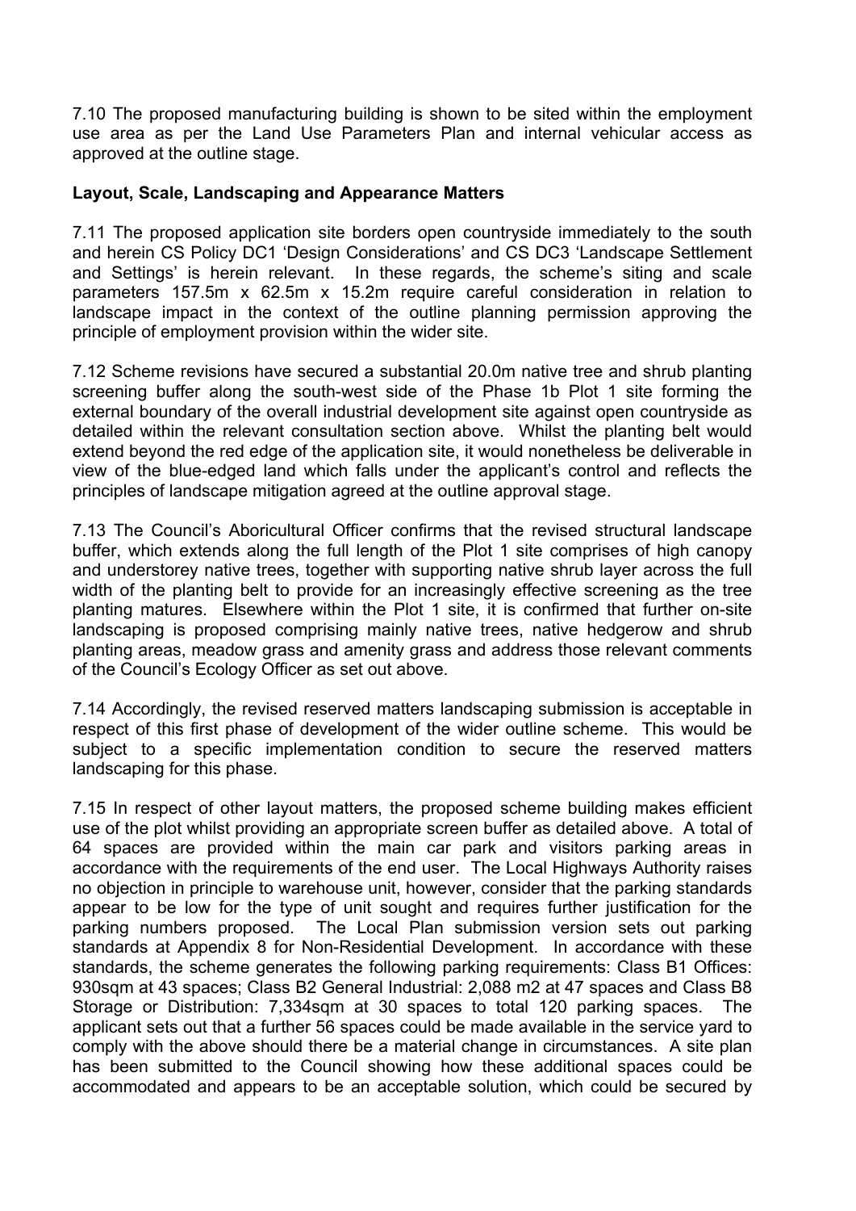7.10 The proposed manufacturing building is shown to be sited within the employment use area as per the Land Use Parameters Plan and internal vehicular access as approved at the outline stage.

**Layout, Scale, Landscaping and Appearance Matters**

7.11 The proposed application site borders open countryside immediately to the south and herein CS Policy DC1 'Design Considerations' and CS DC3 'Landscape Settlement and Settings' is herein relevant. In these regards, the scheme's siting and scale parameters 157.5m x 62.5m x 15.2m require careful consideration in relation to landscape impact in the context of the outline planning permission approving the principle of employment provision within the wider site.

7.12 Scheme revisions have secured a substantial 20.0m native tree and shrub planting screening buffer along the south-west side of the Phase 1b Plot 1 site forming the external boundary of the overall industrial development site against open countryside as detailed within the relevant consultation section above. Whilst the planting belt would extend beyond the red edge of the application site, it would nonetheless be deliverable in view of the blue-edged land which falls under the applicant's control and reflects the principles of landscape mitigation agreed at the outline approval stage.

7.13 The Council's Aboricultural Officer confirms that the revised structural landscape buffer, which extends along the full length of the Plot 1 site comprises of high canopy and understorey native trees, together with supporting native shrub layer across the full width of the planting belt to provide for an increasingly effective screening as the tree planting matures. Elsewhere within the Plot 1 site, it is confirmed that further on-site landscaping is proposed comprising mainly native trees, native hedgerow and shrub planting areas, meadow grass and amenity grass and address those relevant comments of the Council's Ecology Officer as set out above.

7.14 Accordingly, the revised reserved matters landscaping submission is acceptable in respect of this first phase of development of the wider outline scheme. This would be subject to a specific implementation condition to secure the reserved matters landscaping for this phase.

7.15 In respect of other layout matters, the proposed scheme building makes efficient use of the plot whilst providing an appropriate screen buffer as detailed above. A total of 64 spaces are provided within the main car park and visitors parking areas in accordance with the requirements of the end user. The Local Highways Authority raises no objection in principle to warehouse unit, however, consider that the parking standards appear to be low for the type of unit sought and requires further justification for the parking numbers proposed. The Local Plan submission version sets out parking standards at Appendix 8 for Non-Residential Development. In accordance with these standards, the scheme generates the following parking requirements: Class B1 Offices: 930sqm at 43 spaces; Class B2 General Industrial: 2,088 m2 at 47 spaces and Class B8 Storage or Distribution: 7,334sqm at 30 spaces to total 120 parking spaces. The applicant sets out that a further 56 spaces could be made available in the service yard to comply with the above should there be a material change in circumstances. A site plan has been submitted to the Council showing how these additional spaces could be accommodated and appears to be an acceptable solution, which could be secured by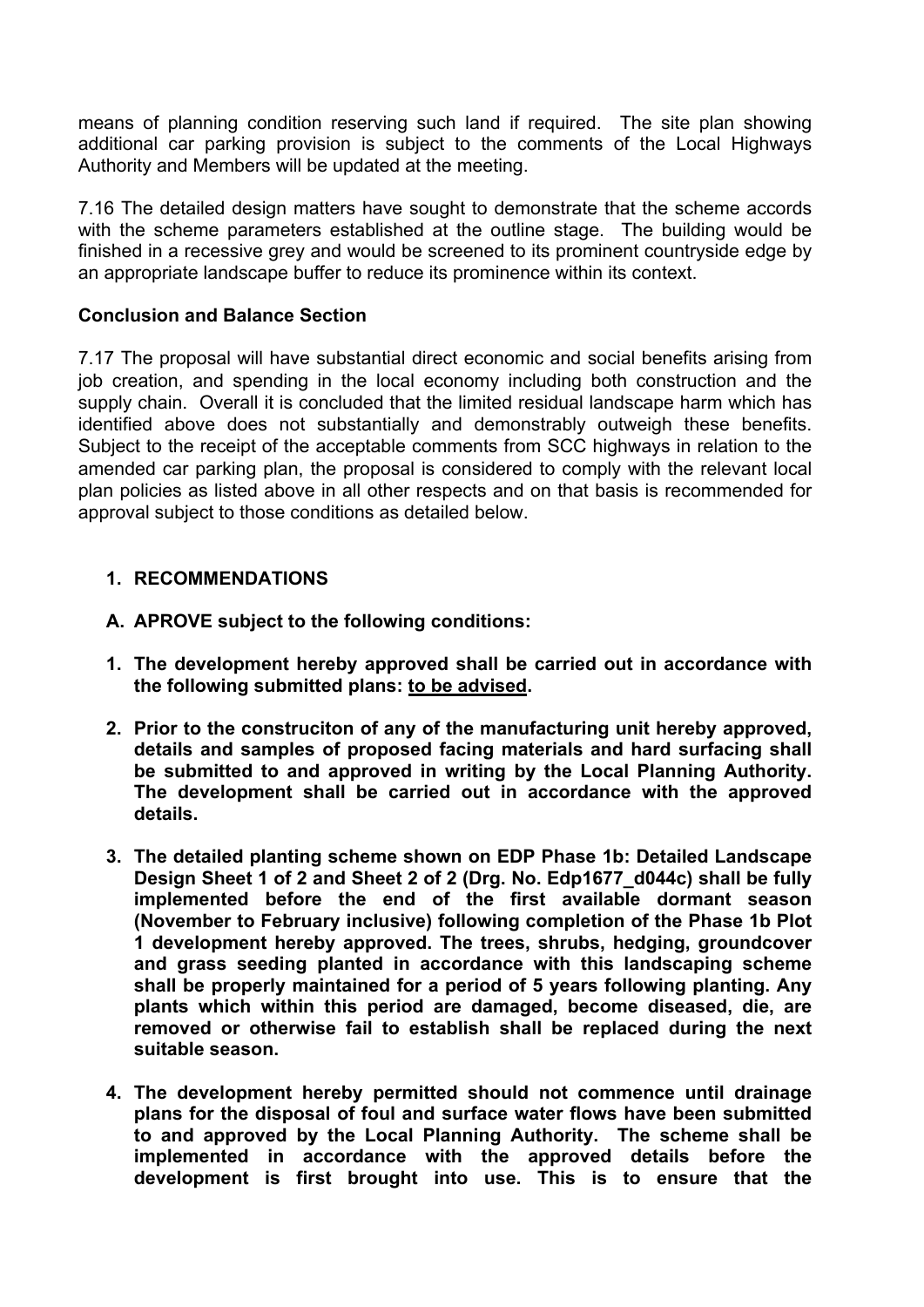means of planning condition reserving such land if required. The site plan showing additional car parking provision is subject to the comments of the Local Highways Authority and Members will be updated at the meeting.

7.16 The detailed design matters have sought to demonstrate that the scheme accords with the scheme parameters established at the outline stage. The building would be finished in a recessive grey and would be screened to its prominent countryside edge by an appropriate landscape buffer to reduce its prominence within its context.

**Conclusion and Balance Section**

7.17 The proposal will have substantial direct economic and social benefits arising from job creation, and spending in the local economy including both construction and the supply chain. Overall it is concluded that the limited residual landscape harm which has identified above does not substantially and demonstrably outweigh these benefits. Subject to the receipt of the acceptable comments from SCC highways in relation to the amended car parking plan, the proposal is considered to comply with the relevant local plan policies as listed above in all other respects and on that basis is recommended for approval subject to those conditions as detailed below.

1. **RECOMMENDATIONS**

**A. APROVE subject to the following conditions:**

1. **The development hereby approved shall be carried out in accordance with the following submitted plans: <u>to be advised</u>.**

2. **Prior to the construciton of any of the manufacturing unit hereby approved, details and samples of proposed facing materials and hard surfacing shall be submitted to and approved in writing by the Local Planning Authority. The development shall be carried out in accordance with the approved details.**

3. **The detailed planting scheme shown on EDP Phase 1b: Detailed Landscape Design Sheet 1 of 2 and Sheet 2 of 2 (Drg. No. Edp1677_d044c) shall be fully implemented before the end of the first available dormant season (November to February inclusive) following completion of the Phase 1b Plot 1 development hereby approved. The trees, shrubs, hedging, groundcover and grass seeding planted in accordance with this landscaping scheme shall be properly maintained for a period of 5 years following planting. Any plants which within this period are damaged, become diseased, die, are removed or otherwise fail to establish shall be replaced during the next suitable season.**

4. **The development hereby permitted should not commence until drainage plans for the disposal of foul and surface water flows have been submitted to and approved by the Local Planning Authority. The scheme shall be implemented in accordance with the approved details before the development is first brought into use. This is to ensure that the**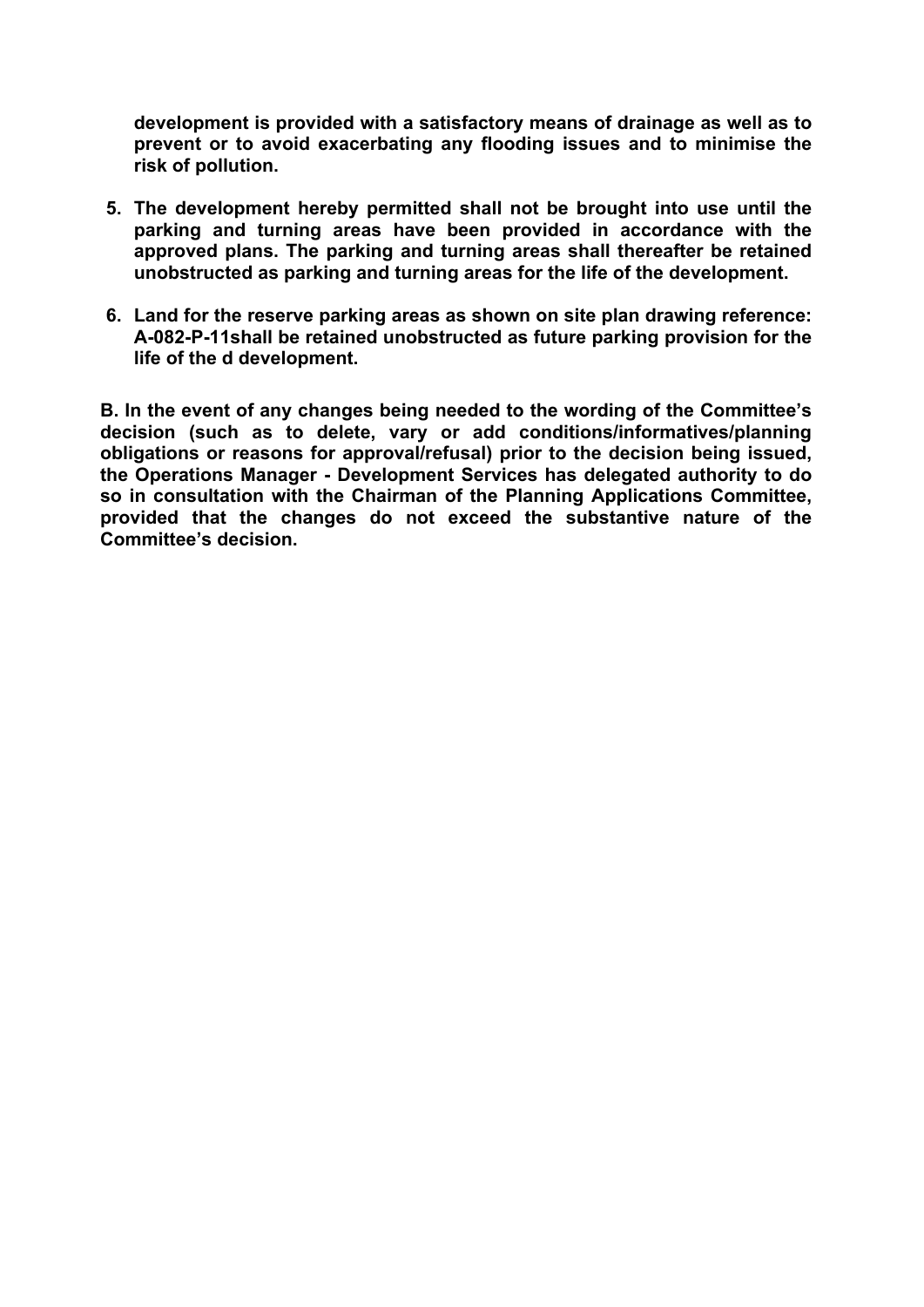**development is provided with a satisfactory means of drainage as well as to prevent or to avoid exacerbating any flooding issues and to minimise the risk of pollution.**

5. **The development hereby permitted shall not be brought into use until the parking and turning areas have been provided in accordance with the approved plans. The parking and turning areas shall thereafter be retained unobstructed as parking and turning areas for the life of the development.**

6. **Land for the reserve parking areas as shown on site plan drawing reference: A-082-P-11shall be retained unobstructed as future parking provision for the life of the d development.**

**B. In the event of any changes being needed to the wording of the Committee's decision (such as to delete, vary or add conditions/informatives/planning obligations or reasons for approval/refusal) prior to the decision being issued, the Operations Manager - Development Services has delegated authority to do so in consultation with the Chairman of the Planning Applications Committee, provided that the changes do not exceed the substantive nature of the Committee's decision.**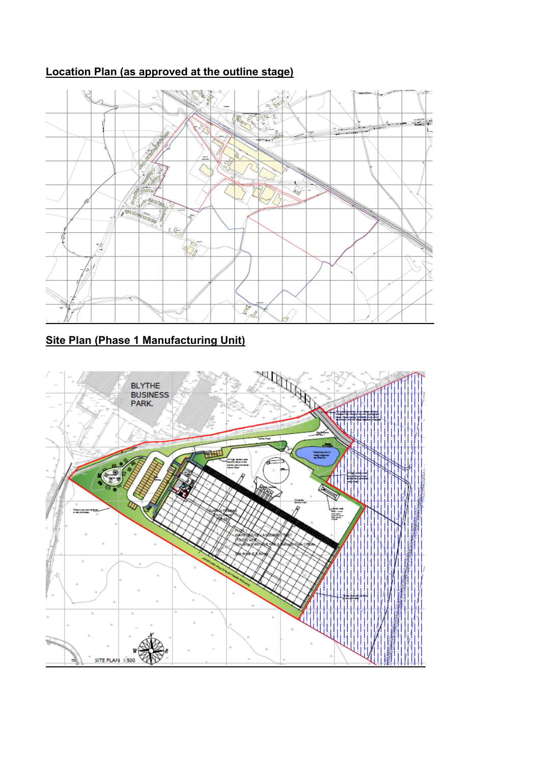**Location Plan (as approved at the outline stage)**

**Site Plan (Phase 1 Manufacturing Unit)**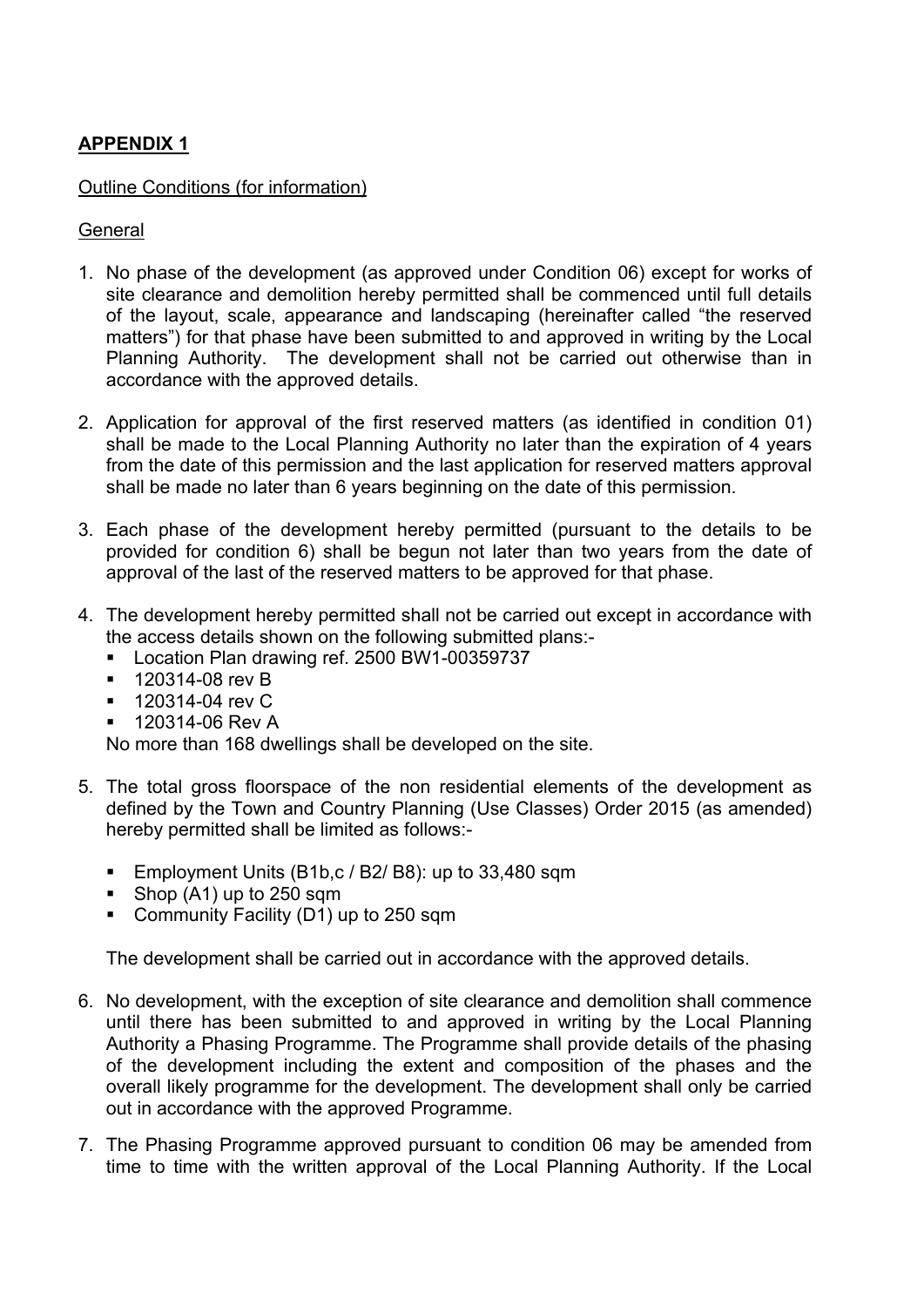**APPENDIX 1**

<u>Outline Conditions (for information)</u>

<u>General</u>

1. No phase of the development (as approved under Condition 06) except for works of site clearance and demolition hereby permitted shall be commenced until full details of the layout, scale, appearance and landscaping (hereinafter called "the reserved matters") for that phase have been submitted to and approved in writing by the Local Planning Authority. The development shall not be carried out otherwise than in accordance with the approved details.

2. Application for approval of the first reserved matters (as identified in condition 01) shall be made to the Local Planning Authority no later than the expiration of 4 years from the date of this permission and the last application for reserved matters approval shall be made no later than 6 years beginning on the date of this permission.

3. Each phase of the development hereby permitted (pursuant to the details to be provided for condition 6) shall be begun not later than two years from the date of approval of the last of the reserved matters to be approved for that phase.

4. The development hereby permitted shall not be carried out except in accordance with the access details shown on the following submitted plans:-
   - Location Plan drawing ref. 2500 BW1-00359737
   - 120314-08 rev B
   - 120314-04 rev C
   - 120314-06 Rev A

   No more than 168 dwellings shall be developed on the site.

5. The total gross floorspace of the non residential elements of the development as defined by the Town and Country Planning (Use Classes) Order 2015 (as amended) hereby permitted shall be limited as follows:-

   - Employment Units (B1b,c / B2/ B8): up to 33,480 sqm
   - Shop (A1) up to 250 sqm
   - Community Facility (D1) up to 250 sqm

   The development shall be carried out in accordance with the approved details.

6. No development, with the exception of site clearance and demolition shall commence until there has been submitted to and approved in writing by the Local Planning Authority a Phasing Programme. The Programme shall provide details of the phasing of the development including the extent and composition of the phases and the overall likely programme for the development. The development shall only be carried out in accordance with the approved Programme.

7. The Phasing Programme approved pursuant to condition 06 may be amended from time to time with the written approval of the Local Planning Authority. If the Local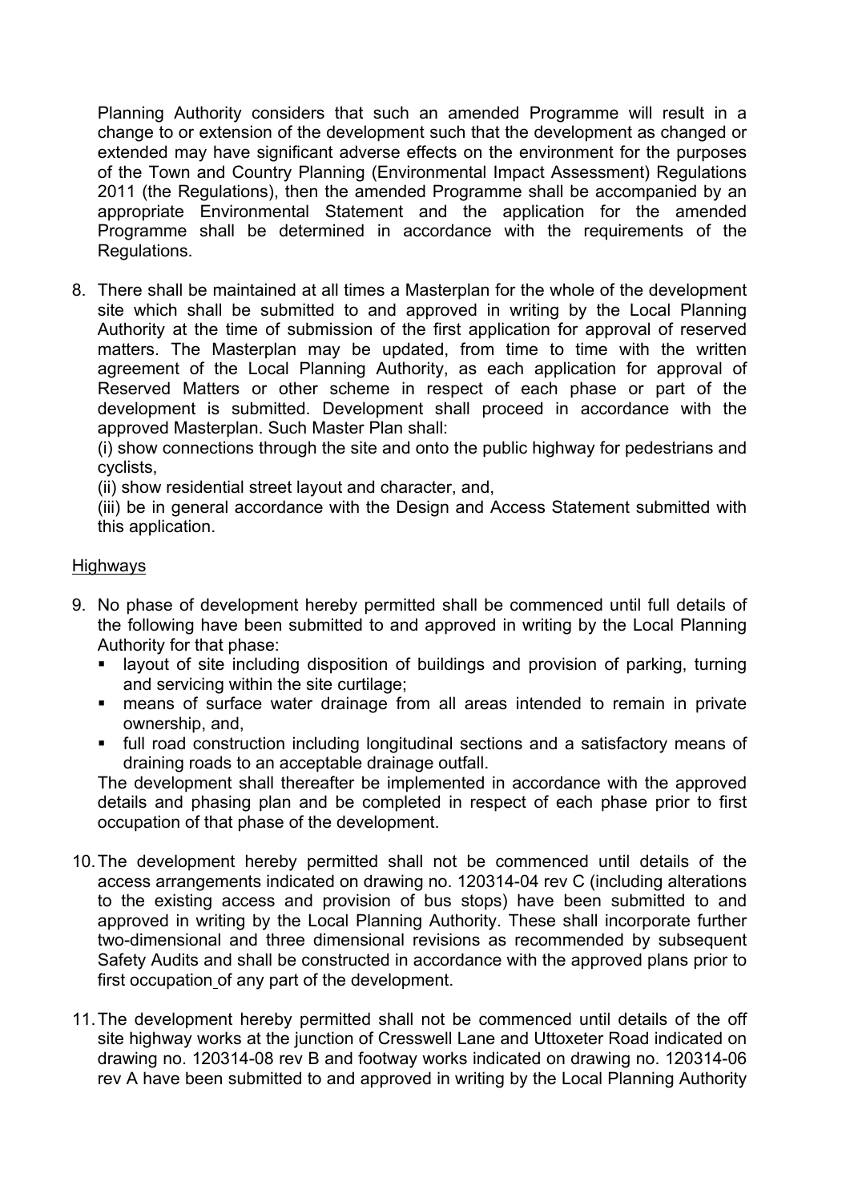Planning Authority considers that such an amended Programme will result in a change to or extension of the development such that the development as changed or extended may have significant adverse effects on the environment for the purposes of the Town and Country Planning (Environmental Impact Assessment) Regulations 2011 (the Regulations), then the amended Programme shall be accompanied by an appropriate Environmental Statement and the application for the amended Programme shall be determined in accordance with the requirements of the Regulations.

8. There shall be maintained at all times a Masterplan for the whole of the development site which shall be submitted to and approved in writing by the Local Planning Authority at the time of submission of the first application for approval of reserved matters. The Masterplan may be updated, from time to time with the written agreement of the Local Planning Authority, as each application for approval of Reserved Matters or other scheme in respect of each phase or part of the development is submitted. Development shall proceed in accordance with the approved Masterplan. Such Master Plan shall:
(i) show connections through the site and onto the public highway for pedestrians and cyclists,
(ii) show residential street layout and character, and,
(iii) be in general accordance with the Design and Access Statement submitted with this application.

Highways

9. No phase of development hereby permitted shall be commenced until full details of the following have been submitted to and approved in writing by the Local Planning Authority for that phase:
   - layout of site including disposition of buildings and provision of parking, turning and servicing within the site curtilage;
   - means of surface water drainage from all areas intended to remain in private ownership, and,
   - full road construction including longitudinal sections and a satisfactory means of draining roads to an acceptable drainage outfall.

   The development shall thereafter be implemented in accordance with the approved details and phasing plan and be completed in respect of each phase prior to first occupation of that phase of the development.

10. The development hereby permitted shall not be commenced until details of the access arrangements indicated on drawing no. 120314-04 rev C (including alterations to the existing access and provision of bus stops) have been submitted to and approved in writing by the Local Planning Authority. These shall incorporate further two-dimensional and three dimensional revisions as recommended by subsequent Safety Audits and shall be constructed in accordance with the approved plans prior to first occupation of any part of the development.

11. The development hereby permitted shall not be commenced until details of the off site highway works at the junction of Cresswell Lane and Uttoxeter Road indicated on drawing no. 120314-08 rev B and footway works indicated on drawing no. 120314-06 rev A have been submitted to and approved in writing by the Local Planning Authority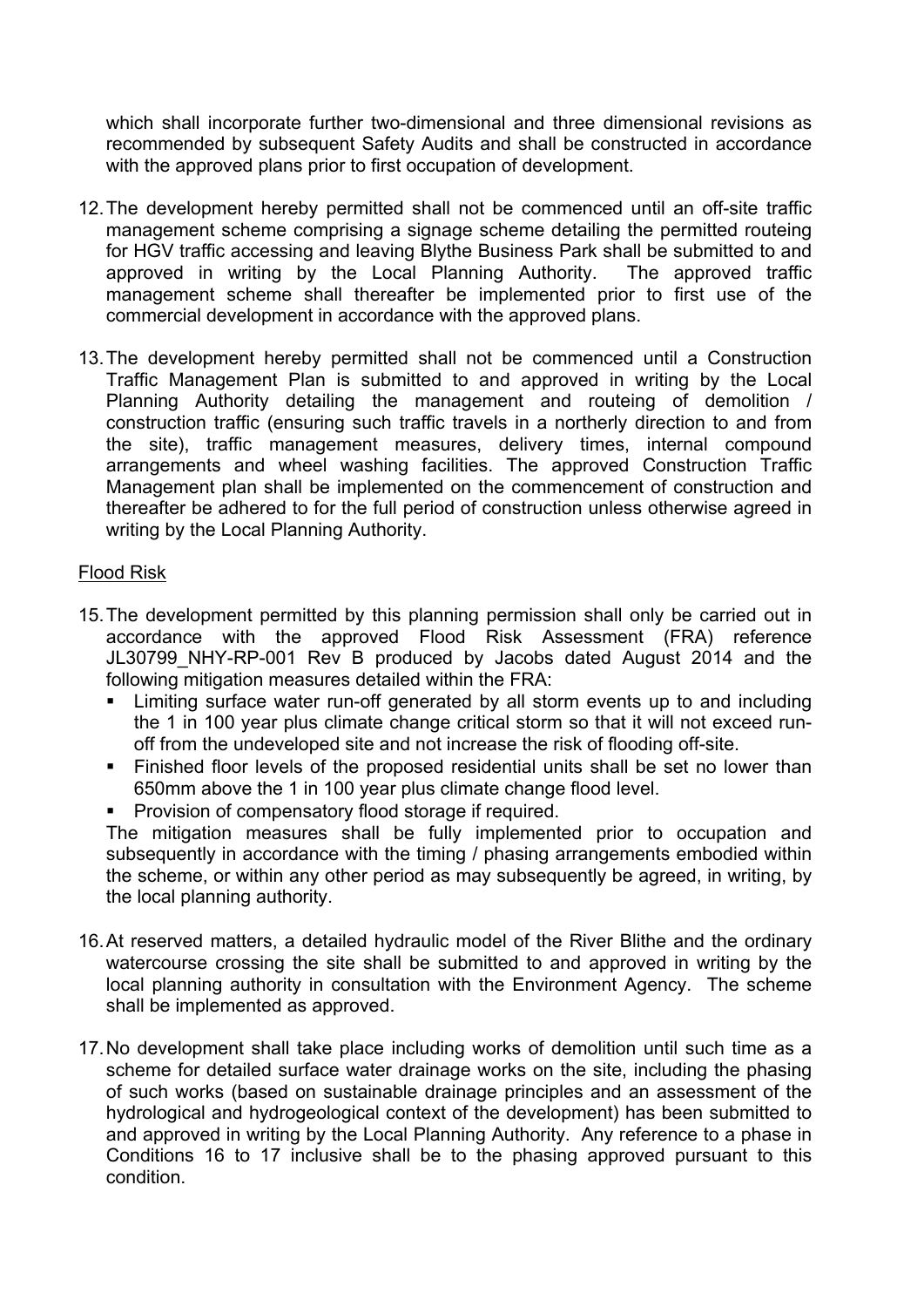which shall incorporate further two-dimensional and three dimensional revisions as recommended by subsequent Safety Audits and shall be constructed in accordance with the approved plans prior to first occupation of development.

12. The development hereby permitted shall not be commenced until an off-site traffic management scheme comprising a signage scheme detailing the permitted routeing for HGV traffic accessing and leaving Blythe Business Park shall be submitted to and approved in writing by the Local Planning Authority. The approved traffic management scheme shall thereafter be implemented prior to first use of the commercial development in accordance with the approved plans.

13. The development hereby permitted shall not be commenced until a Construction Traffic Management Plan is submitted to and approved in writing by the Local Planning Authority detailing the management and routeing of demolition / construction traffic (ensuring such traffic travels in a northerly direction to and from the site), traffic management measures, delivery times, internal compound arrangements and wheel washing facilities. The approved Construction Traffic Management plan shall be implemented on the commencement of construction and thereafter be adhered to for the full period of construction unless otherwise agreed in writing by the Local Planning Authority.

<u>Flood Risk</u>

15. The development permitted by this planning permission shall only be carried out in accordance with the approved Flood Risk Assessment (FRA) reference JL30799_NHY-RP-001 Rev B produced by Jacobs dated August 2014 and the following mitigation measures detailed within the FRA:
    - Limiting surface water run-off generated by all storm events up to and including the 1 in 100 year plus climate change critical storm so that it will not exceed run-off from the undeveloped site and not increase the risk of flooding off-site.
    - Finished floor levels of the proposed residential units shall be set no lower than 650mm above the 1 in 100 year plus climate change flood level.
    - Provision of compensatory flood storage if required.

    The mitigation measures shall be fully implemented prior to occupation and subsequently in accordance with the timing / phasing arrangements embodied within the scheme, or within any other period as may subsequently be agreed, in writing, by the local planning authority.

16. At reserved matters, a detailed hydraulic model of the River Blithe and the ordinary watercourse crossing the site shall be submitted to and approved in writing by the local planning authority in consultation with the Environment Agency. The scheme shall be implemented as approved.

17. No development shall take place including works of demolition until such time as a scheme for detailed surface water drainage works on the site, including the phasing of such works (based on sustainable drainage principles and an assessment of the hydrological and hydrogeological context of the development) has been submitted to and approved in writing by the Local Planning Authority. Any reference to a phase in Conditions 16 to 17 inclusive shall be to the phasing approved pursuant to this condition.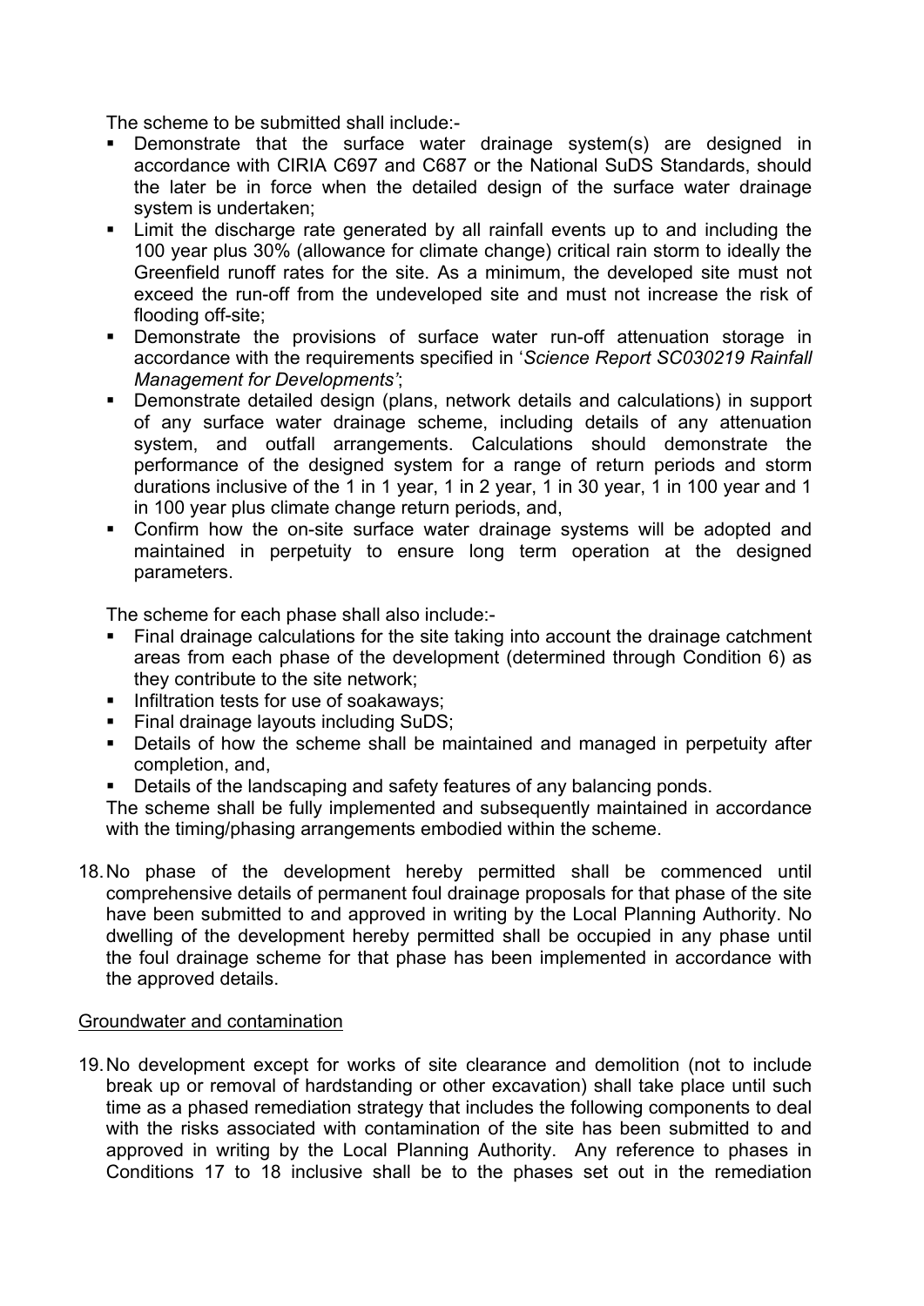The scheme to be submitted shall include:-

- Demonstrate that the surface water drainage system(s) are designed in accordance with CIRIA C697 and C687 or the National SuDS Standards, should the later be in force when the detailed design of the surface water drainage system is undertaken;
- Limit the discharge rate generated by all rainfall events up to and including the 100 year plus 30% (allowance for climate change) critical rain storm to ideally the Greenfield runoff rates for the site. As a minimum, the developed site must not exceed the run-off from the undeveloped site and must not increase the risk of flooding off-site;
- Demonstrate the provisions of surface water run-off attenuation storage in accordance with the requirements specified in '*Science Report SC030219 Rainfall Management for Developments'*;
- Demonstrate detailed design (plans, network details and calculations) in support of any surface water drainage scheme, including details of any attenuation system, and outfall arrangements. Calculations should demonstrate the performance of the designed system for a range of return periods and storm durations inclusive of the 1 in 1 year, 1 in 2 year, 1 in 30 year, 1 in 100 year and 1 in 100 year plus climate change return periods, and,
- Confirm how the on-site surface water drainage systems will be adopted and maintained in perpetuity to ensure long term operation at the designed parameters.

The scheme for each phase shall also include:-

- Final drainage calculations for the site taking into account the drainage catchment areas from each phase of the development (determined through Condition 6) as they contribute to the site network;
- Infiltration tests for use of soakaways;
- Final drainage layouts including SuDS;
- Details of how the scheme shall be maintained and managed in perpetuity after completion, and,
- Details of the landscaping and safety features of any balancing ponds.

The scheme shall be fully implemented and subsequently maintained in accordance with the timing/phasing arrangements embodied within the scheme.

18. No phase of the development hereby permitted shall be commenced until comprehensive details of permanent foul drainage proposals for that phase of the site have been submitted to and approved in writing by the Local Planning Authority. No dwelling of the development hereby permitted shall be occupied in any phase until the foul drainage scheme for that phase has been implemented in accordance with the approved details.

<u>Groundwater and contamination</u>

19. No development except for works of site clearance and demolition (not to include break up or removal of hardstanding or other excavation) shall take place until such time as a phased remediation strategy that includes the following components to deal with the risks associated with contamination of the site has been submitted to and approved in writing by the Local Planning Authority. Any reference to phases in Conditions 17 to 18 inclusive shall be to the phases set out in the remediation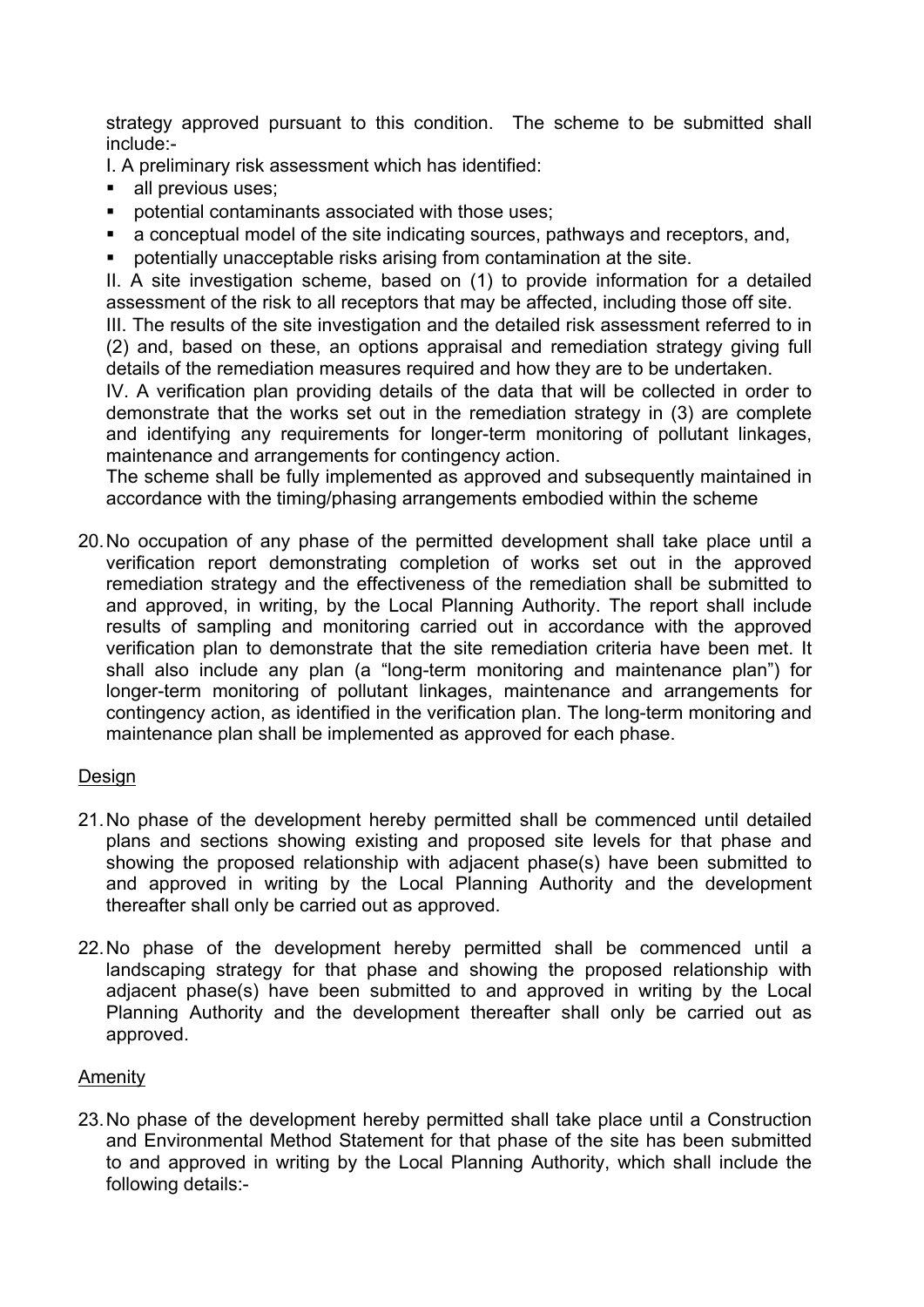strategy approved pursuant to this condition. The scheme to be submitted shall include:-

I. A preliminary risk assessment which has identified:

- all previous uses;
- potential contaminants associated with those uses;
- a conceptual model of the site indicating sources, pathways and receptors, and,
- potentially unacceptable risks arising from contamination at the site.

II. A site investigation scheme, based on (1) to provide information for a detailed assessment of the risk to all receptors that may be affected, including those off site.

III. The results of the site investigation and the detailed risk assessment referred to in (2) and, based on these, an options appraisal and remediation strategy giving full details of the remediation measures required and how they are to be undertaken.

IV. A verification plan providing details of the data that will be collected in order to demonstrate that the works set out in the remediation strategy in (3) are complete and identifying any requirements for longer-term monitoring of pollutant linkages, maintenance and arrangements for contingency action.

The scheme shall be fully implemented as approved and subsequently maintained in accordance with the timing/phasing arrangements embodied within the scheme

20. No occupation of any phase of the permitted development shall take place until a verification report demonstrating completion of works set out in the approved remediation strategy and the effectiveness of the remediation shall be submitted to and approved, in writing, by the Local Planning Authority. The report shall include results of sampling and monitoring carried out in accordance with the approved verification plan to demonstrate that the site remediation criteria have been met. It shall also include any plan (a "long-term monitoring and maintenance plan") for longer-term monitoring of pollutant linkages, maintenance and arrangements for contingency action, as identified in the verification plan. The long-term monitoring and maintenance plan shall be implemented as approved for each phase.

Design

21. No phase of the development hereby permitted shall be commenced until detailed plans and sections showing existing and proposed site levels for that phase and showing the proposed relationship with adjacent phase(s) have been submitted to and approved in writing by the Local Planning Authority and the development thereafter shall only be carried out as approved.

22. No phase of the development hereby permitted shall be commenced until a landscaping strategy for that phase and showing the proposed relationship with adjacent phase(s) have been submitted to and approved in writing by the Local Planning Authority and the development thereafter shall only be carried out as approved.

Amenity

23. No phase of the development hereby permitted shall take place until a Construction and Environmental Method Statement for that phase of the site has been submitted to and approved in writing by the Local Planning Authority, which shall include the following details:-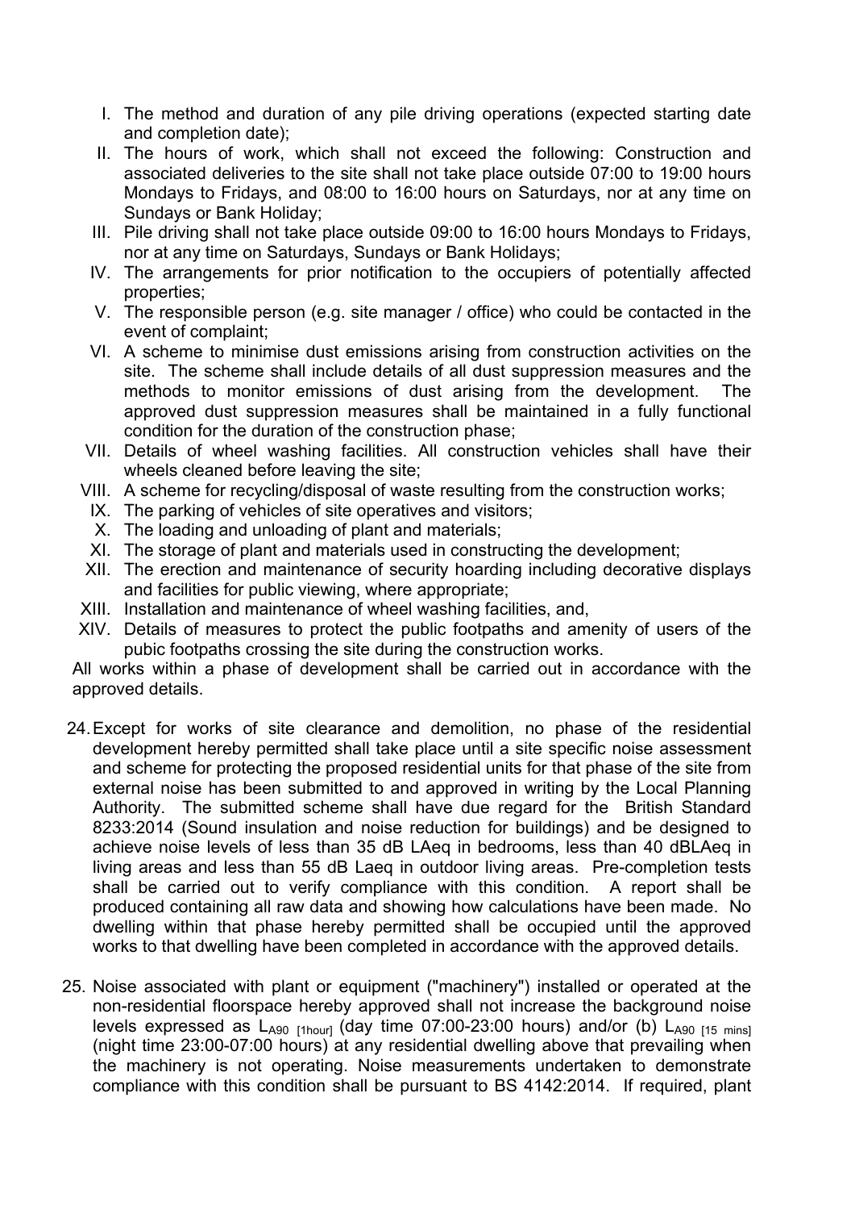- I. The method and duration of any pile driving operations (expected starting date and completion date);
- II. The hours of work, which shall not exceed the following: Construction and associated deliveries to the site shall not take place outside 07:00 to 19:00 hours Mondays to Fridays, and 08:00 to 16:00 hours on Saturdays, nor at any time on Sundays or Bank Holiday;
- III. Pile driving shall not take place outside 09:00 to 16:00 hours Mondays to Fridays, nor at any time on Saturdays, Sundays or Bank Holidays;
- IV. The arrangements for prior notification to the occupiers of potentially affected properties;
- V. The responsible person (e.g. site manager / office) who could be contacted in the event of complaint;
- VI. A scheme to minimise dust emissions arising from construction activities on the site. The scheme shall include details of all dust suppression measures and the methods to monitor emissions of dust arising from the development. The approved dust suppression measures shall be maintained in a fully functional condition for the duration of the construction phase;
- VII. Details of wheel washing facilities. All construction vehicles shall have their wheels cleaned before leaving the site;
- VIII. A scheme for recycling/disposal of waste resulting from the construction works;
- IX. The parking of vehicles of site operatives and visitors;
- X. The loading and unloading of plant and materials;
- XI. The storage of plant and materials used in constructing the development;
- XII. The erection and maintenance of security hoarding including decorative displays and facilities for public viewing, where appropriate;
- XIII. Installation and maintenance of wheel washing facilities, and,
- XIV. Details of measures to protect the public footpaths and amenity of users of the pubic footpaths crossing the site during the construction works.

All works within a phase of development shall be carried out in accordance with the approved details.

24. Except for works of site clearance and demolition, no phase of the residential development hereby permitted shall take place until a site specific noise assessment and scheme for protecting the proposed residential units for that phase of the site from external noise has been submitted to and approved in writing by the Local Planning Authority. The submitted scheme shall have due regard for the British Standard 8233:2014 (Sound insulation and noise reduction for buildings) and be designed to achieve noise levels of less than 35 dB LAeq in bedrooms, less than 40 dBLAeq in living areas and less than 55 dB Laeq in outdoor living areas. Pre-completion tests shall be carried out to verify compliance with this condition. A report shall be produced containing all raw data and showing how calculations have been made. No dwelling within that phase hereby permitted shall be occupied until the approved works to that dwelling have been completed in accordance with the approved details.

25. Noise associated with plant or equipment ("machinery") installed or operated at the non-residential floorspace hereby approved shall not increase the background noise levels expressed as $L_{A90\ [1hour]}$ (day time 07:00-23:00 hours) and/or (b) $L_{A90\ [15\ mins]}$ (night time 23:00-07:00 hours) at any residential dwelling above that prevailing when the machinery is not operating. Noise measurements undertaken to demonstrate compliance with this condition shall be pursuant to BS 4142:2014. If required, plant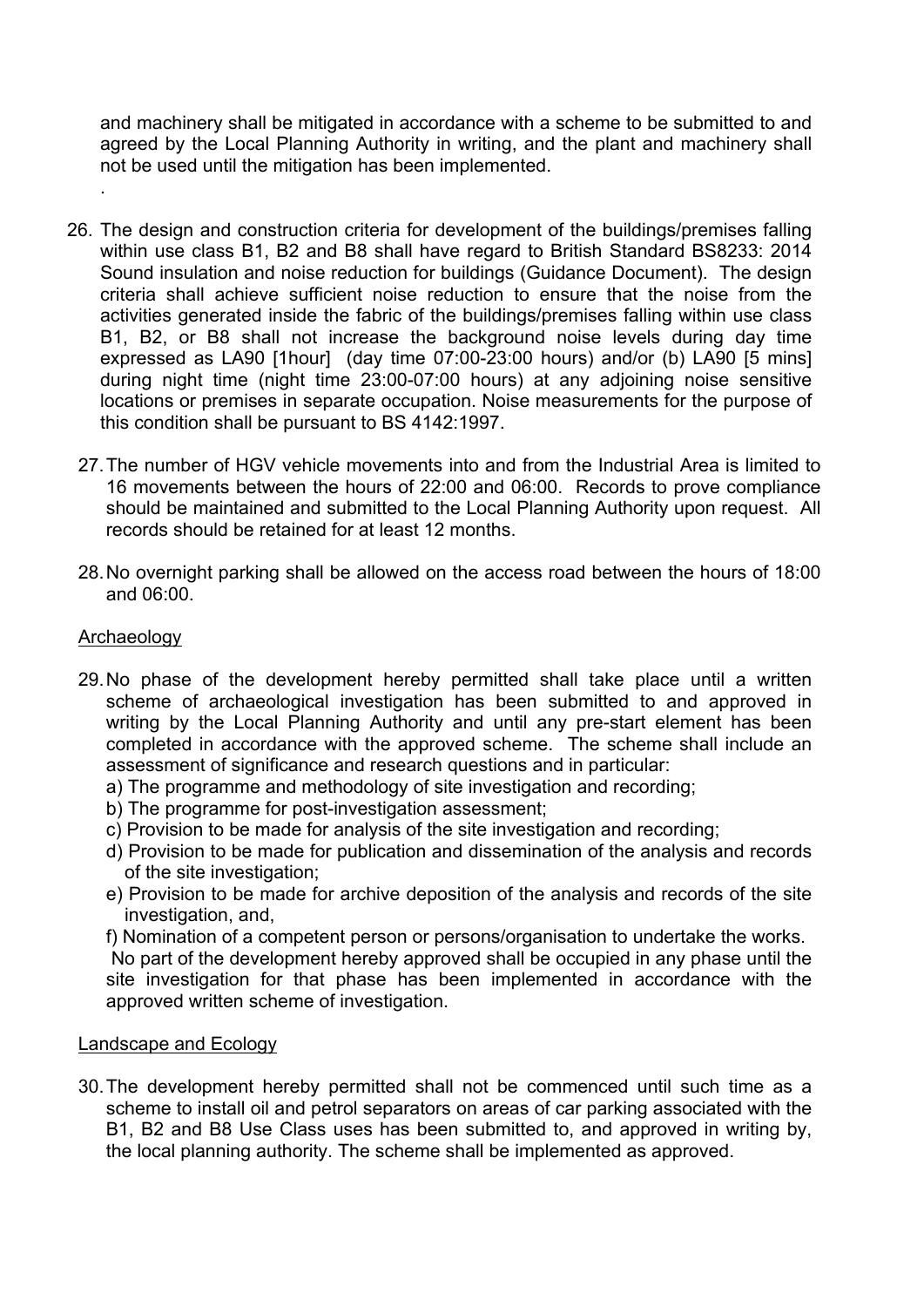and machinery shall be mitigated in accordance with a scheme to be submitted to and agreed by the Local Planning Authority in writing, and the plant and machinery shall not be used until the mitigation has been implemented.

.

26. The design and construction criteria for development of the buildings/premises falling within use class B1, B2 and B8 shall have regard to British Standard BS8233: 2014 Sound insulation and noise reduction for buildings (Guidance Document). The design criteria shall achieve sufficient noise reduction to ensure that the noise from the activities generated inside the fabric of the buildings/premises falling within use class B1, B2, or B8 shall not increase the background noise levels during day time expressed as LA90 [1hour] (day time 07:00-23:00 hours) and/or (b) LA90 [5 mins] during night time (night time 23:00-07:00 hours) at any adjoining noise sensitive locations or premises in separate occupation. Noise measurements for the purpose of this condition shall be pursuant to BS 4142:1997.

27. The number of HGV vehicle movements into and from the Industrial Area is limited to 16 movements between the hours of 22:00 and 06:00. Records to prove compliance should be maintained and submitted to the Local Planning Authority upon request. All records should be retained for at least 12 months.

28. No overnight parking shall be allowed on the access road between the hours of 18:00 and 06:00.

Archaeology

29. No phase of the development hereby permitted shall take place until a written scheme of archaeological investigation has been submitted to and approved in writing by the Local Planning Authority and until any pre-start element has been completed in accordance with the approved scheme. The scheme shall include an assessment of significance and research questions and in particular:

    a) The programme and methodology of site investigation and recording;

    b) The programme for post-investigation assessment;

    c) Provision to be made for analysis of the site investigation and recording;

    d) Provision to be made for publication and dissemination of the analysis and records of the site investigation;

    e) Provision to be made for archive deposition of the analysis and records of the site investigation, and,

    f) Nomination of a competent person or persons/organisation to undertake the works.

    No part of the development hereby approved shall be occupied in any phase until the site investigation for that phase has been implemented in accordance with the approved written scheme of investigation.

Landscape and Ecology

30. The development hereby permitted shall not be commenced until such time as a scheme to install oil and petrol separators on areas of car parking associated with the B1, B2 and B8 Use Class uses has been submitted to, and approved in writing by, the local planning authority. The scheme shall be implemented as approved.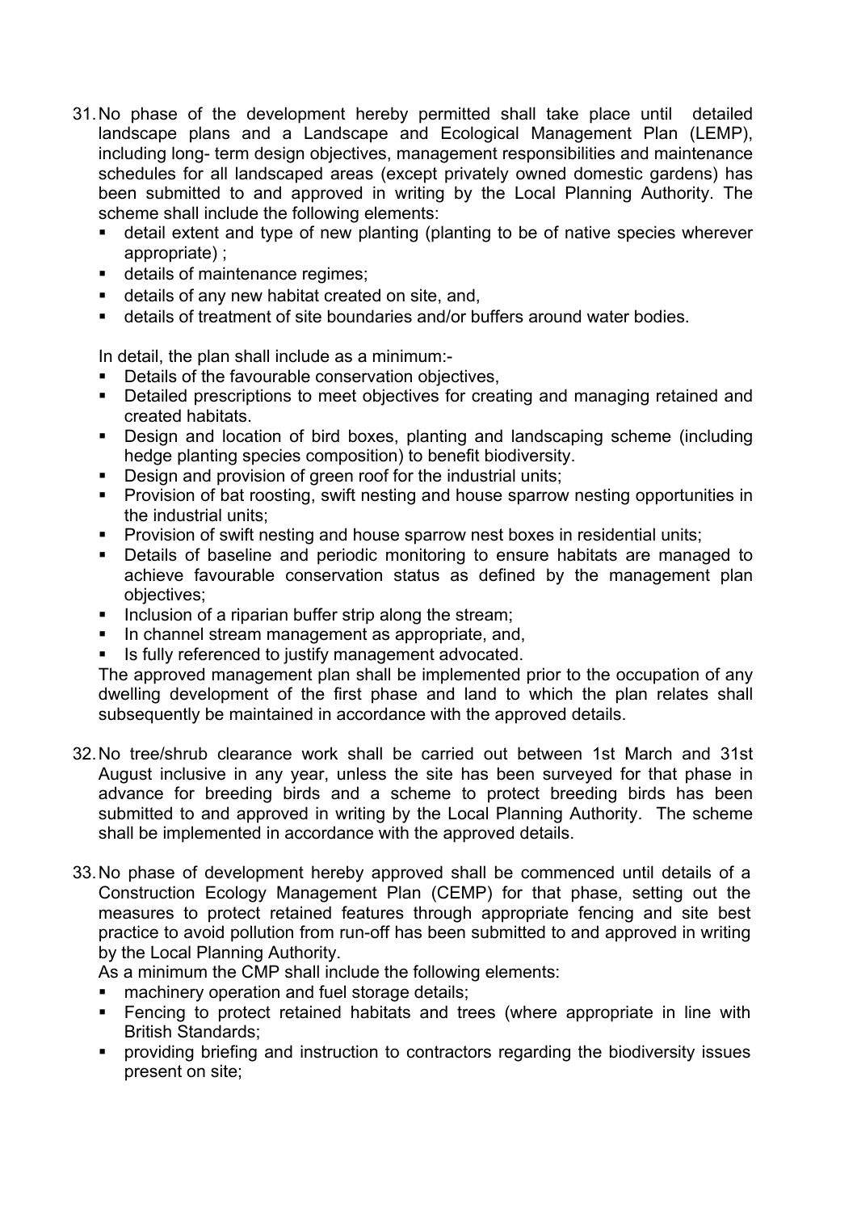31. No phase of the development hereby permitted shall take place until detailed landscape plans and a Landscape and Ecological Management Plan (LEMP), including long- term design objectives, management responsibilities and maintenance schedules for all landscaped areas (except privately owned domestic gardens) has been submitted to and approved in writing by the Local Planning Authority. The scheme shall include the following elements:
   - detail extent and type of new planting (planting to be of native species wherever appropriate) ;
   - details of maintenance regimes;
   - details of any new habitat created on site, and,
   - details of treatment of site boundaries and/or buffers around water bodies.

   In detail, the plan shall include as a minimum:-
   - Details of the favourable conservation objectives,
   - Detailed prescriptions to meet objectives for creating and managing retained and created habitats.
   - Design and location of bird boxes, planting and landscaping scheme (including hedge planting species composition) to benefit biodiversity.
   - Design and provision of green roof for the industrial units;
   - Provision of bat roosting, swift nesting and house sparrow nesting opportunities in the industrial units;
   - Provision of swift nesting and house sparrow nest boxes in residential units;
   - Details of baseline and periodic monitoring to ensure habitats are managed to achieve favourable conservation status as defined by the management plan objectives;
   - Inclusion of a riparian buffer strip along the stream;
   - In channel stream management as appropriate, and,
   - Is fully referenced to justify management advocated.

   The approved management plan shall be implemented prior to the occupation of any dwelling development of the first phase and land to which the plan relates shall subsequently be maintained in accordance with the approved details.

32. No tree/shrub clearance work shall be carried out between 1st March and 31st August inclusive in any year, unless the site has been surveyed for that phase in advance for breeding birds and a scheme to protect breeding birds has been submitted to and approved in writing by the Local Planning Authority. The scheme shall be implemented in accordance with the approved details.

33. No phase of development hereby approved shall be commenced until details of a Construction Ecology Management Plan (CEMP) for that phase, setting out the measures to protect retained features through appropriate fencing and site best practice to avoid pollution from run-off has been submitted to and approved in writing by the Local Planning Authority.

   As a minimum the CMP shall include the following elements:
   - machinery operation and fuel storage details;
   - Fencing to protect retained habitats and trees (where appropriate in line with British Standards;
   - providing briefing and instruction to contractors regarding the biodiversity issues present on site;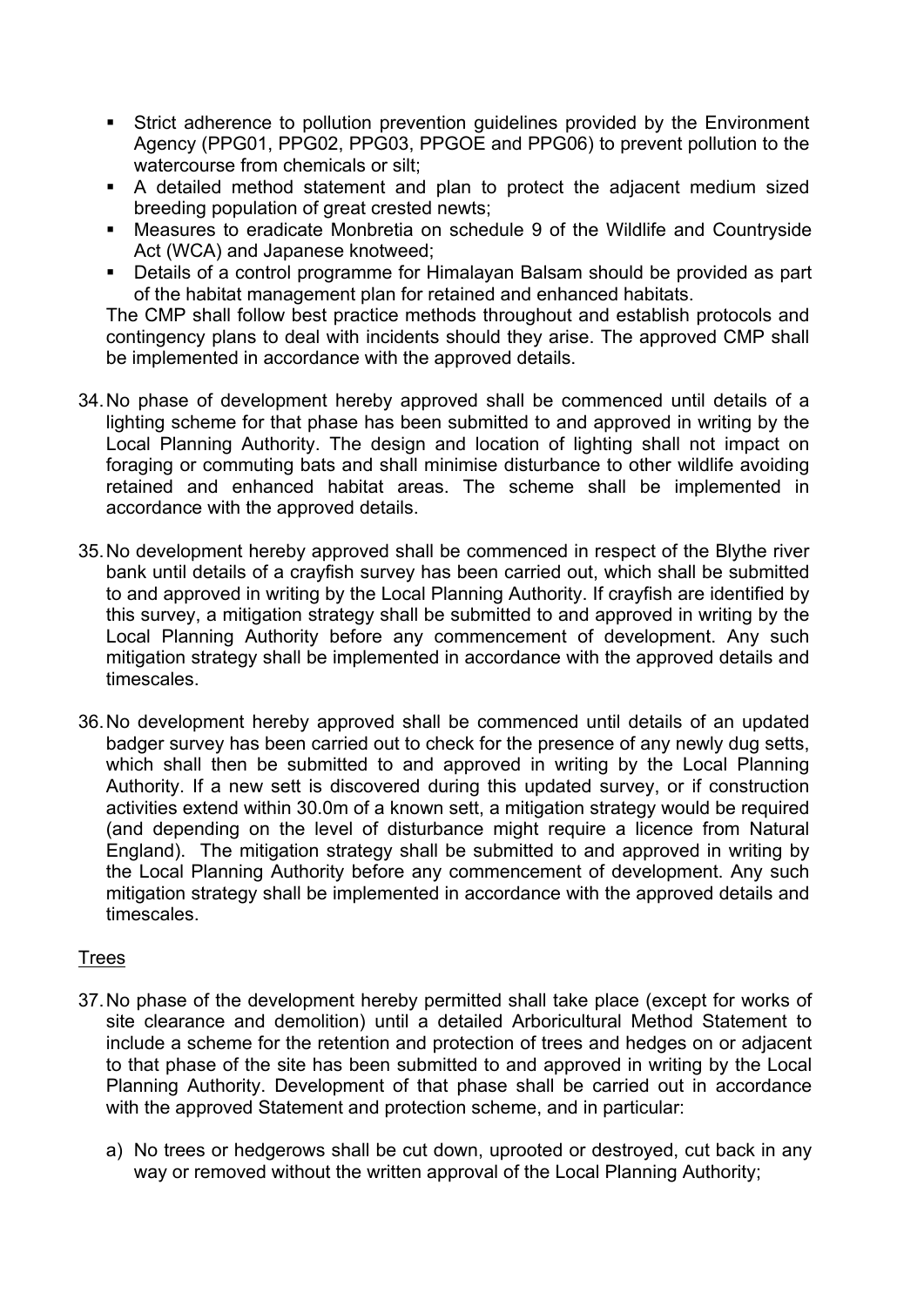- Strict adherence to pollution prevention guidelines provided by the Environment Agency (PPG01, PPG02, PPG03, PPGOE and PPG06) to prevent pollution to the watercourse from chemicals or silt;
- A detailed method statement and plan to protect the adjacent medium sized breeding population of great crested newts;
- Measures to eradicate Monbretia on schedule 9 of the Wildlife and Countryside Act (WCA) and Japanese knotweed;
- Details of a control programme for Himalayan Balsam should be provided as part of the habitat management plan for retained and enhanced habitats.

The CMP shall follow best practice methods throughout and establish protocols and contingency plans to deal with incidents should they arise. The approved CMP shall be implemented in accordance with the approved details.

34. No phase of development hereby approved shall be commenced until details of a lighting scheme for that phase has been submitted to and approved in writing by the Local Planning Authority. The design and location of lighting shall not impact on foraging or commuting bats and shall minimise disturbance to other wildlife avoiding retained and enhanced habitat areas. The scheme shall be implemented in accordance with the approved details.

35. No development hereby approved shall be commenced in respect of the Blythe river bank until details of a crayfish survey has been carried out, which shall be submitted to and approved in writing by the Local Planning Authority. If crayfish are identified by this survey, a mitigation strategy shall be submitted to and approved in writing by the Local Planning Authority before any commencement of development. Any such mitigation strategy shall be implemented in accordance with the approved details and timescales.

36. No development hereby approved shall be commenced until details of an updated badger survey has been carried out to check for the presence of any newly dug setts, which shall then be submitted to and approved in writing by the Local Planning Authority. If a new sett is discovered during this updated survey, or if construction activities extend within 30.0m of a known sett, a mitigation strategy would be required (and depending on the level of disturbance might require a licence from Natural England). The mitigation strategy shall be submitted to and approved in writing by the Local Planning Authority before any commencement of development. Any such mitigation strategy shall be implemented in accordance with the approved details and timescales.

<u>Trees</u>

37. No phase of the development hereby permitted shall take place (except for works of site clearance and demolition) until a detailed Arboricultural Method Statement to include a scheme for the retention and protection of trees and hedges on or adjacent to that phase of the site has been submitted to and approved in writing by the Local Planning Authority. Development of that phase shall be carried out in accordance with the approved Statement and protection scheme, and in particular:

    a) No trees or hedgerows shall be cut down, uprooted or destroyed, cut back in any way or removed without the written approval of the Local Planning Authority;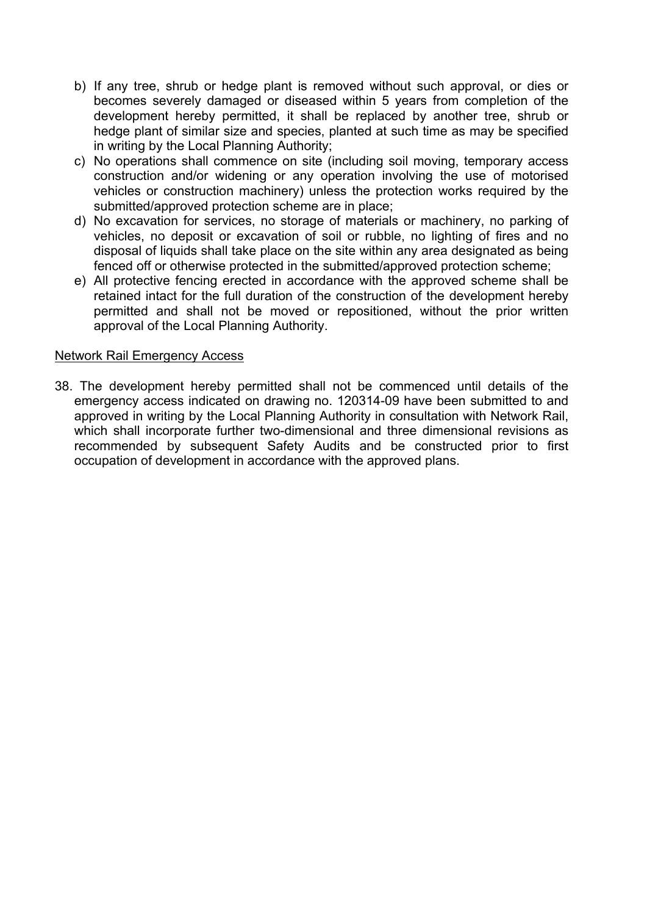b) If any tree, shrub or hedge plant is removed without such approval, or dies or becomes severely damaged or diseased within 5 years from completion of the development hereby permitted, it shall be replaced by another tree, shrub or hedge plant of similar size and species, planted at such time as may be specified in writing by the Local Planning Authority;

c) No operations shall commence on site (including soil moving, temporary access construction and/or widening or any operation involving the use of motorised vehicles or construction machinery) unless the protection works required by the submitted/approved protection scheme are in place;

d) No excavation for services, no storage of materials or machinery, no parking of vehicles, no deposit or excavation of soil or rubble, no lighting of fires and no disposal of liquids shall take place on the site within any area designated as being fenced off or otherwise protected in the submitted/approved protection scheme;

e) All protective fencing erected in accordance with the approved scheme shall be retained intact for the full duration of the construction of the development hereby permitted and shall not be moved or repositioned, without the prior written approval of the Local Planning Authority.

<u>Network Rail Emergency Access</u>

38. The development hereby permitted shall not be commenced until details of the emergency access indicated on drawing no. 120314-09 have been submitted to and approved in writing by the Local Planning Authority in consultation with Network Rail, which shall incorporate further two-dimensional and three dimensional revisions as recommended by subsequent Safety Audits and be constructed prior to first occupation of development in accordance with the approved plans.